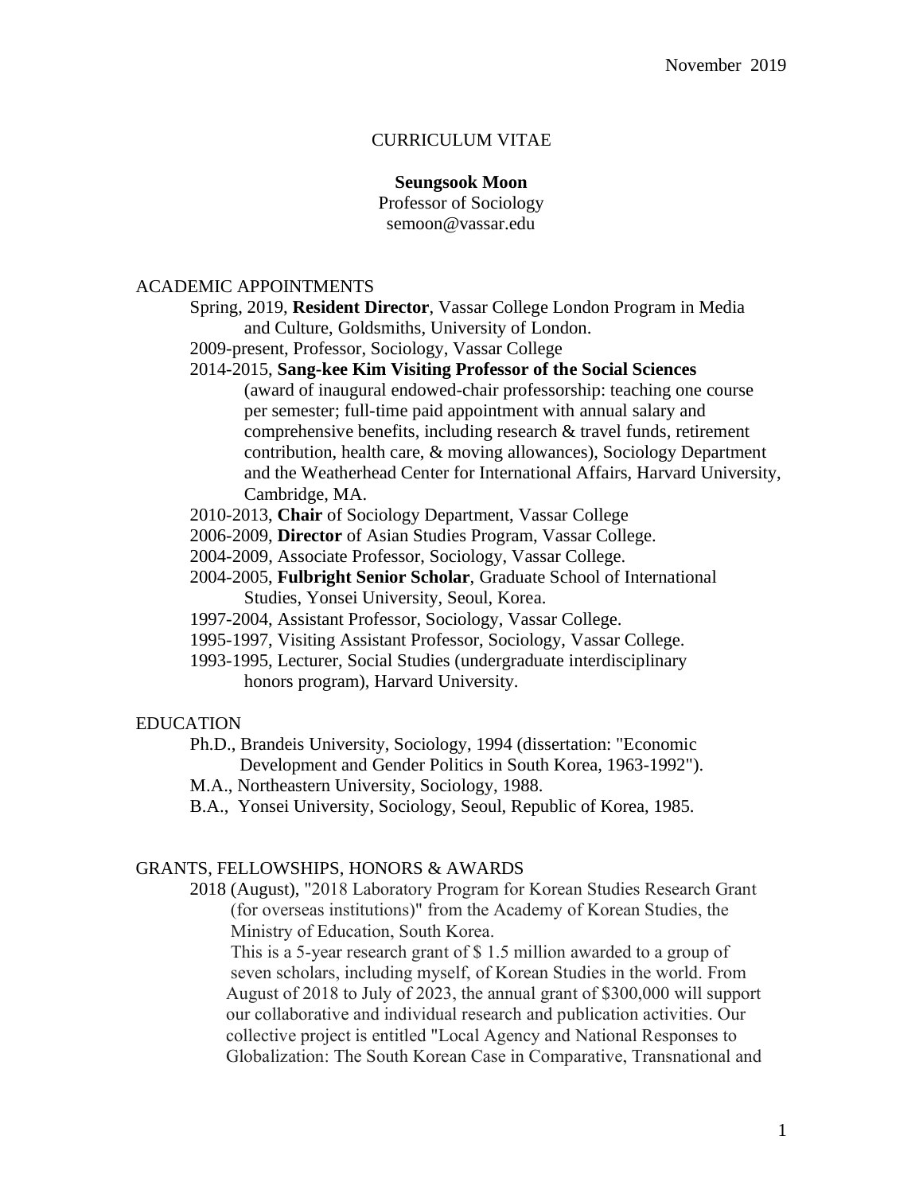November 2019

# CURRICULUM VITAE

**Seungsook Moon**
Professor of Sociology
semoon@vassar.edu

## ACADEMIC APPOINTMENTS

Spring, 2019, **Resident Director**, Vassar College London Program in Media and Culture, Goldsmiths, University of London.

2009-present, Professor, Sociology, Vassar College

2014-2015, **Sang-kee Kim Visiting Professor of the Social Sciences** (award of inaugural endowed-chair professorship: teaching one course per semester; full-time paid appointment with annual salary and comprehensive benefits, including research & travel funds, retirement contribution, health care, & moving allowances), Sociology Department and the Weatherhead Center for International Affairs, Harvard University, Cambridge, MA.

2010-2013, **Chair** of Sociology Department, Vassar College

2006-2009, **Director** of Asian Studies Program, Vassar College.

2004-2009, Associate Professor, Sociology, Vassar College.

2004-2005, **Fulbright Senior Scholar**, Graduate School of International Studies, Yonsei University, Seoul, Korea.

1997-2004, Assistant Professor, Sociology, Vassar College.

1995-1997, Visiting Assistant Professor, Sociology, Vassar College.

1993-1995, Lecturer, Social Studies (undergraduate interdisciplinary honors program), Harvard University.

## EDUCATION

Ph.D., Brandeis University, Sociology, 1994 (dissertation: "Economic Development and Gender Politics in South Korea, 1963-1992").

M.A., Northeastern University, Sociology, 1988.

B.A., Yonsei University, Sociology, Seoul, Republic of Korea, 1985.

## GRANTS, FELLOWSHIPS, HONORS & AWARDS

2018 (August), "2018 Laboratory Program for Korean Studies Research Grant (for overseas institutions)" from the Academy of Korean Studies, the Ministry of Education, South Korea.

This is a 5-year research grant of $ 1.5 million awarded to a group of seven scholars, including myself, of Korean Studies in the world. From August of 2018 to July of 2023, the annual grant of $300,000 will support our collaborative and individual research and publication activities. Our collective project is entitled "Local Agency and National Responses to Globalization: The South Korean Case in Comparative, Transnational and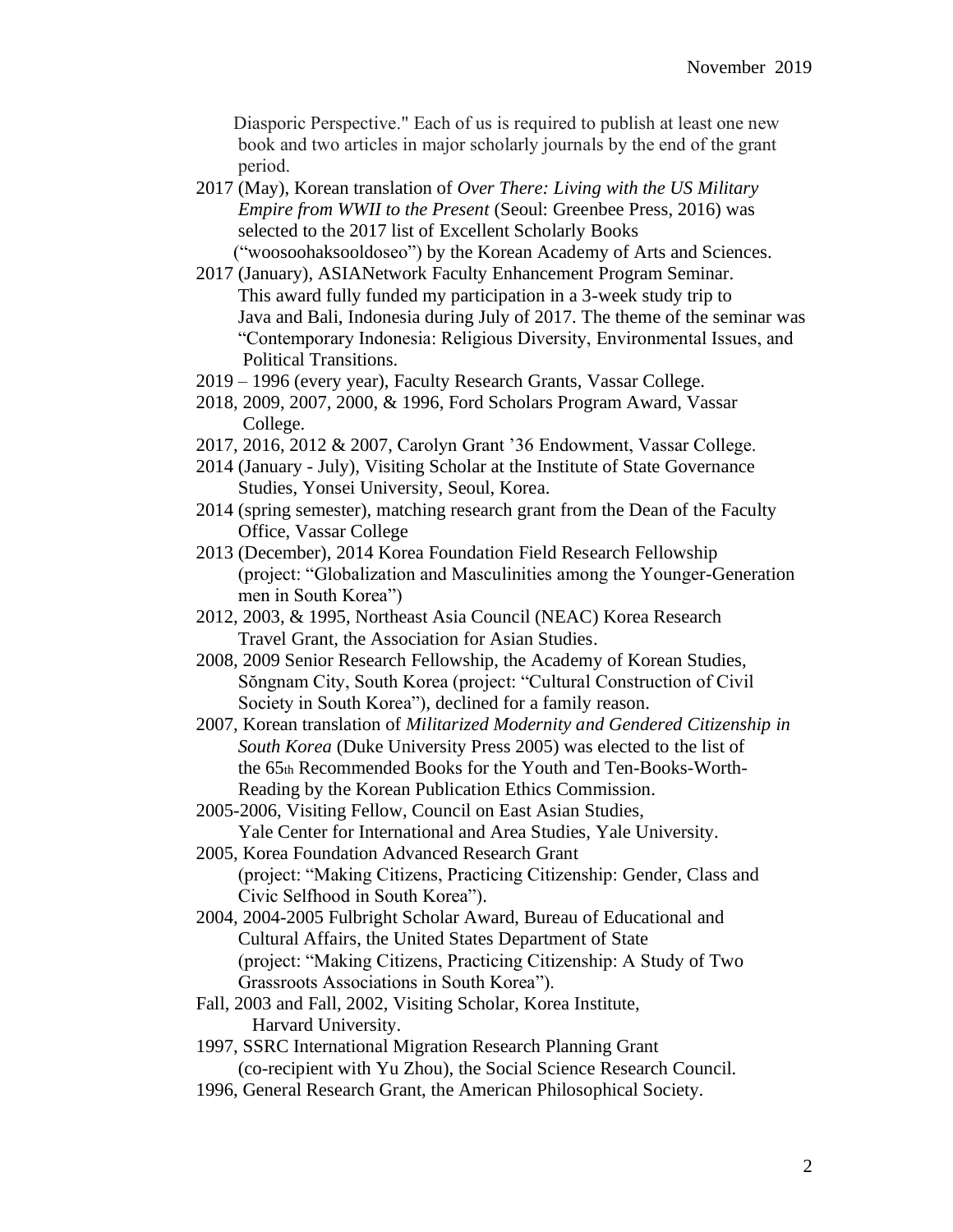Diasporic Perspective." Each of us is required to publish at least one new book and two articles in major scholarly journals by the end of the grant period.

2017 (May), Korean translation of *Over There: Living with the US Military Empire from WWII to the Present* (Seoul: Greenbee Press, 2016) was selected to the 2017 list of Excellent Scholarly Books ("woosoohaksooldoseo") by the Korean Academy of Arts and Sciences.

2017 (January), ASIANetwork Faculty Enhancement Program Seminar. This award fully funded my participation in a 3-week study trip to Java and Bali, Indonesia during July of 2017. The theme of the seminar was "Contemporary Indonesia: Religious Diversity, Environmental Issues, and Political Transitions.

2019 – 1996 (every year), Faculty Research Grants, Vassar College.

2018, 2009, 2007, 2000, & 1996, Ford Scholars Program Award, Vassar College.

2017, 2016, 2012 & 2007, Carolyn Grant '36 Endowment, Vassar College.

2014 (January - July), Visiting Scholar at the Institute of State Governance Studies, Yonsei University, Seoul, Korea.

2014 (spring semester), matching research grant from the Dean of the Faculty Office, Vassar College

2013 (December), 2014 Korea Foundation Field Research Fellowship (project: "Globalization and Masculinities among the Younger-Generation men in South Korea")

2012, 2003, & 1995, Northeast Asia Council (NEAC) Korea Research Travel Grant, the Association for Asian Studies.

2008, 2009 Senior Research Fellowship, the Academy of Korean Studies, Sŏngnam City, South Korea (project: "Cultural Construction of Civil Society in South Korea"), declined for a family reason.

2007, Korean translation of *Militarized Modernity and Gendered Citizenship in South Korea* (Duke University Press 2005) was elected to the list of the 65th Recommended Books for the Youth and Ten-Books-Worth-Reading by the Korean Publication Ethics Commission.

2005-2006, Visiting Fellow, Council on East Asian Studies, Yale Center for International and Area Studies, Yale University.

2005, Korea Foundation Advanced Research Grant (project: "Making Citizens, Practicing Citizenship: Gender, Class and Civic Selfhood in South Korea").

2004, 2004-2005 Fulbright Scholar Award, Bureau of Educational and Cultural Affairs, the United States Department of State (project: "Making Citizens, Practicing Citizenship: A Study of Two Grassroots Associations in South Korea").

Fall, 2003 and Fall, 2002, Visiting Scholar, Korea Institute, Harvard University.

1997, SSRC International Migration Research Planning Grant (co-recipient with Yu Zhou), the Social Science Research Council.

1996, General Research Grant, the American Philosophical Society.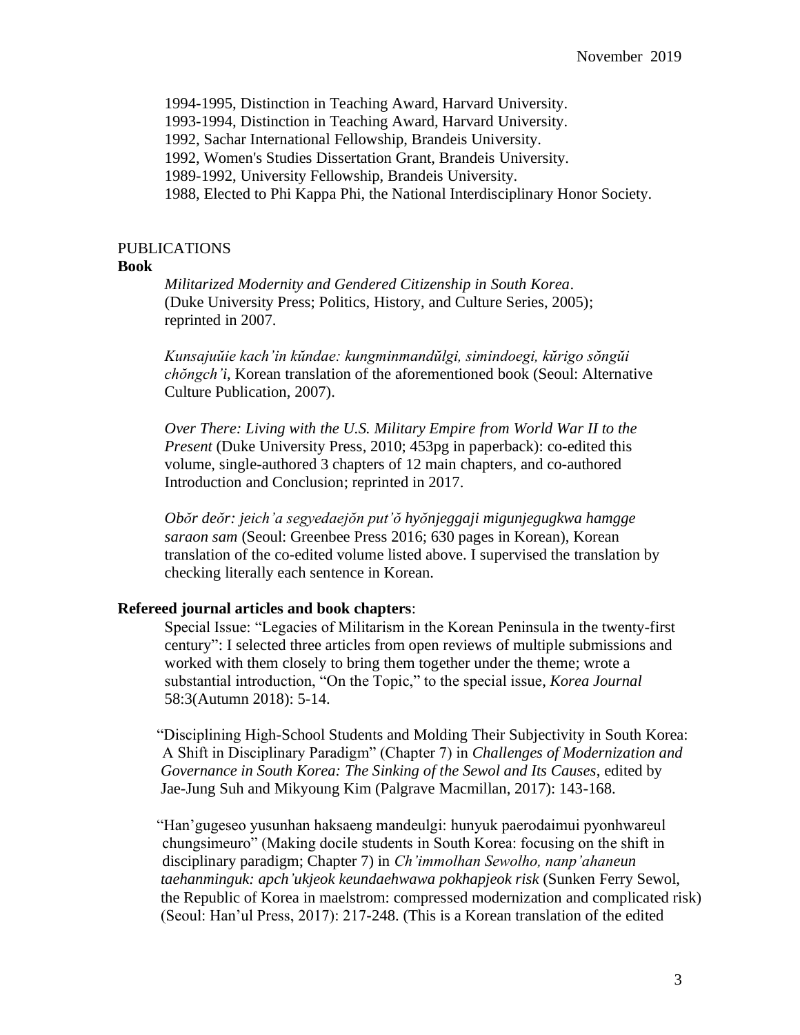1994-1995, Distinction in Teaching Award, Harvard University.
1993-1994, Distinction in Teaching Award, Harvard University.
1992, Sachar International Fellowship, Brandeis University.
1992, Women's Studies Dissertation Grant, Brandeis University.
1989-1992, University Fellowship, Brandeis University.
1988, Elected to Phi Kappa Phi, the National Interdisciplinary Honor Society.

## PUBLICATIONS

### Book

*Militarized Modernity and Gendered Citizenship in South Korea*. (Duke University Press; Politics, History, and Culture Series, 2005); reprinted in 2007.

*Kunsajuŭie kach'in kŭndae: kungminmandŭlgi, simindoegi, kŭrigo sŏngŭi chŏngch'i*, Korean translation of the aforementioned book (Seoul: Alternative Culture Publication, 2007).

*Over There: Living with the U.S. Military Empire from World War II to the Present* (Duke University Press, 2010; 453pg in paperback): co-edited this volume, single-authored 3 chapters of 12 main chapters, and co-authored Introduction and Conclusion; reprinted in 2017.

*Obŏr deŏr: jeich'a segyedaejŏn put'ŏ hyŏnjeggaji migunjegugkwa hamgge saraon sam* (Seoul: Greenbee Press 2016; 630 pages in Korean), Korean translation of the co-edited volume listed above. I supervised the translation by checking literally each sentence in Korean.

### Refereed journal articles and book chapters:

Special Issue: "Legacies of Militarism in the Korean Peninsula in the twenty-first century": I selected three articles from open reviews of multiple submissions and worked with them closely to bring them together under the theme; wrote a substantial introduction, "On the Topic," to the special issue, *Korea Journal* 58:3(Autumn 2018): 5-14.

"Disciplining High-School Students and Molding Their Subjectivity in South Korea: A Shift in Disciplinary Paradigm" (Chapter 7) in *Challenges of Modernization and Governance in South Korea: The Sinking of the Sewol and Its Causes*, edited by Jae-Jung Suh and Mikyoung Kim (Palgrave Macmillan, 2017): 143-168.

"Han'gugeseo yusunhan haksaeng mandeulgi: hunyuk paerodaimui pyonhwareul chungsimeuro" (Making docile students in South Korea: focusing on the shift in disciplinary paradigm; Chapter 7) in *Ch'immolhan Sewolho, nanp'ahaneun taehanminguk: apch'ukjeok keundaehwawa pokhapjeok risk* (Sunken Ferry Sewol, the Republic of Korea in maelstrom: compressed modernization and complicated risk) (Seoul: Han'ul Press, 2017): 217-248. (This is a Korean translation of the edited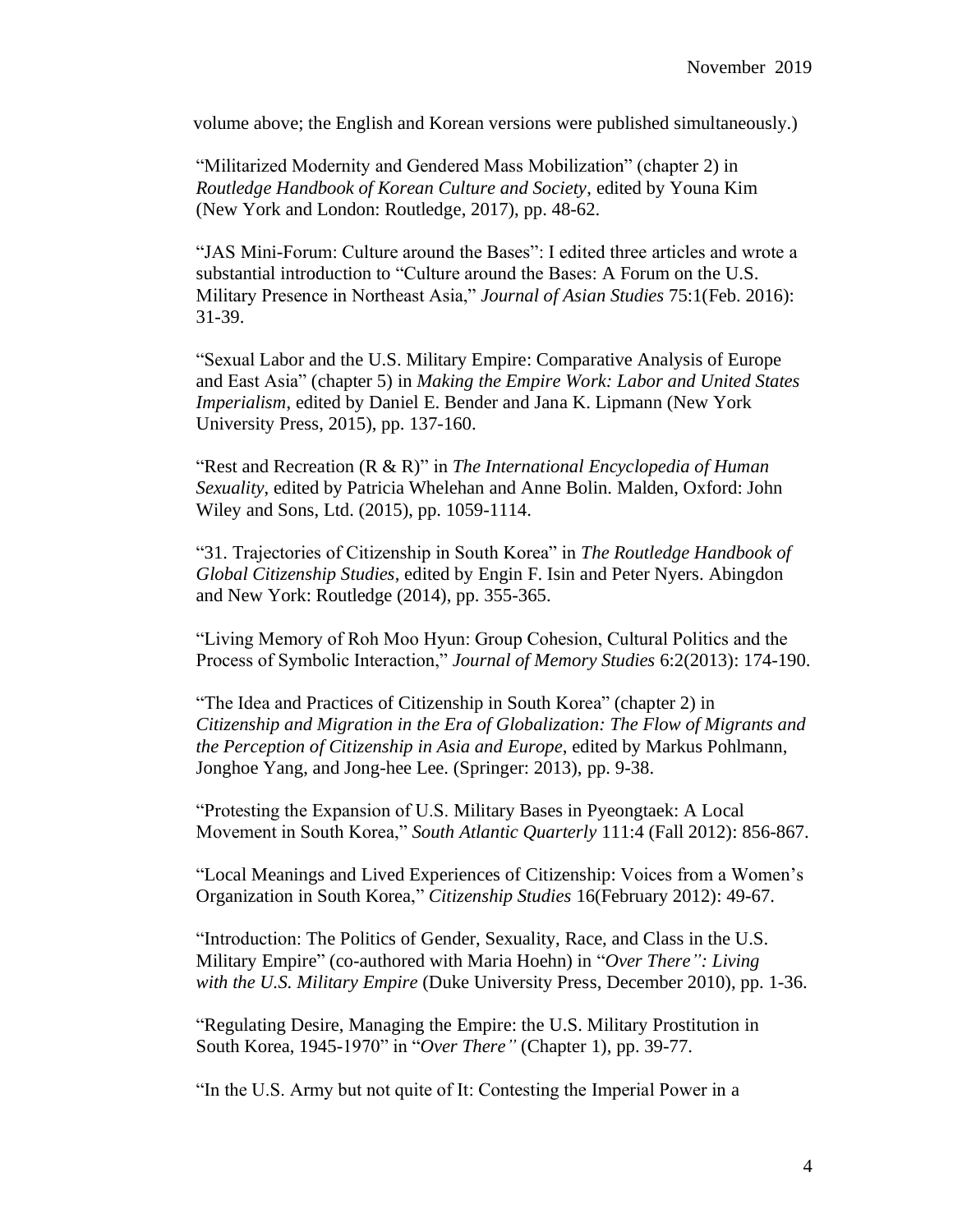volume above; the English and Korean versions were published simultaneously.)

"Militarized Modernity and Gendered Mass Mobilization" (chapter 2) in *Routledge Handbook of Korean Culture and Society*, edited by Youna Kim (New York and London: Routledge, 2017), pp. 48-62.

"JAS Mini-Forum: Culture around the Bases": I edited three articles and wrote a substantial introduction to "Culture around the Bases: A Forum on the U.S. Military Presence in Northeast Asia," *Journal of Asian Studies* 75:1(Feb. 2016): 31-39.

"Sexual Labor and the U.S. Military Empire: Comparative Analysis of Europe and East Asia" (chapter 5) in *Making the Empire Work: Labor and United States Imperialism*, edited by Daniel E. Bender and Jana K. Lipmann (New York University Press, 2015), pp. 137-160.

"Rest and Recreation (R & R)" in *The International Encyclopedia of Human Sexuality*, edited by Patricia Whelehan and Anne Bolin. Malden, Oxford: John Wiley and Sons, Ltd. (2015), pp. 1059-1114.

"31. Trajectories of Citizenship in South Korea" in *The Routledge Handbook of Global Citizenship Studies*, edited by Engin F. Isin and Peter Nyers. Abingdon and New York: Routledge (2014), pp. 355-365.

"Living Memory of Roh Moo Hyun: Group Cohesion, Cultural Politics and the Process of Symbolic Interaction," *Journal of Memory Studies* 6:2(2013): 174-190.

"The Idea and Practices of Citizenship in South Korea" (chapter 2) in *Citizenship and Migration in the Era of Globalization: The Flow of Migrants and the Perception of Citizenship in Asia and Europe*, edited by Markus Pohlmann, Jonghoe Yang, and Jong-hee Lee. (Springer: 2013), pp. 9-38.

"Protesting the Expansion of U.S. Military Bases in Pyeongtaek: A Local Movement in South Korea," *South Atlantic Quarterly* 111:4 (Fall 2012): 856-867.

"Local Meanings and Lived Experiences of Citizenship: Voices from a Women's Organization in South Korea," *Citizenship Studies* 16(February 2012): 49-67.

"Introduction: The Politics of Gender, Sexuality, Race, and Class in the U.S. Military Empire" (co-authored with Maria Hoehn) in "*Over There": Living with the U.S. Military Empire* (Duke University Press, December 2010), pp. 1-36.

"Regulating Desire, Managing the Empire: the U.S. Military Prostitution in South Korea, 1945-1970" in "*Over There"* (Chapter 1), pp. 39-77.

"In the U.S. Army but not quite of It: Contesting the Imperial Power in a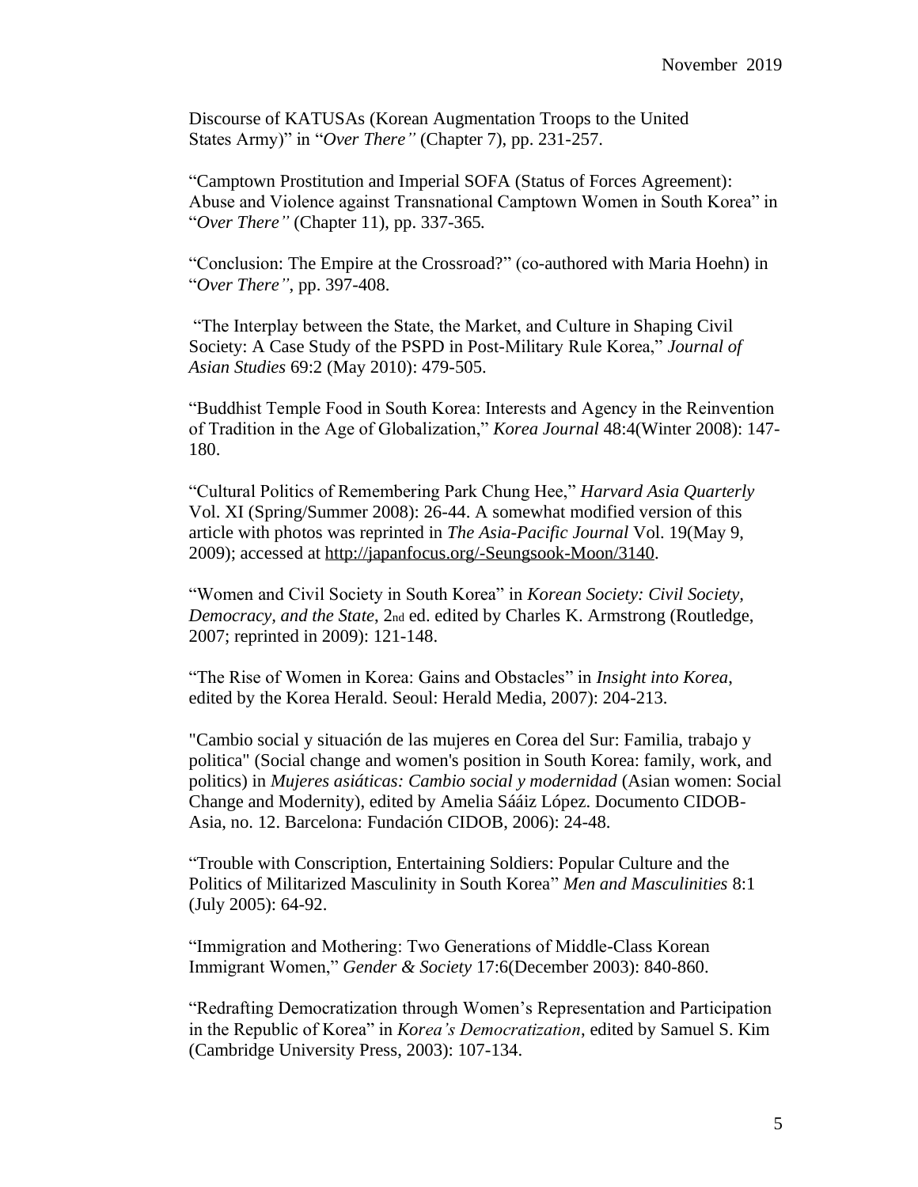Discourse of KATUSAs (Korean Augmentation Troops to the United States Army)" in "*Over There"* (Chapter 7), pp. 231-257.

"Camptown Prostitution and Imperial SOFA (Status of Forces Agreement): Abuse and Violence against Transnational Camptown Women in South Korea" in "*Over There"* (Chapter 11), pp. 337-365.

"Conclusion: The Empire at the Crossroad?" (co-authored with Maria Hoehn) in "*Over There"*, pp. 397-408.

"The Interplay between the State, the Market, and Culture in Shaping Civil Society: A Case Study of the PSPD in Post-Military Rule Korea," *Journal of Asian Studies* 69:2 (May 2010): 479-505.

"Buddhist Temple Food in South Korea: Interests and Agency in the Reinvention of Tradition in the Age of Globalization," *Korea Journal* 48:4(Winter 2008): 147-180.

"Cultural Politics of Remembering Park Chung Hee," *Harvard Asia Quarterly* Vol. XI (Spring/Summer 2008): 26-44. A somewhat modified version of this article with photos was reprinted in *The Asia-Pacific Journal* Vol. 19(May 9, 2009); accessed at http://japanfocus.org/-Seungsook-Moon/3140.

"Women and Civil Society in South Korea" in *Korean Society: Civil Society, Democracy, and the State*, 2nd ed. edited by Charles K. Armstrong (Routledge, 2007; reprinted in 2009): 121-148.

"The Rise of Women in Korea: Gains and Obstacles" in *Insight into Korea*, edited by the Korea Herald. Seoul: Herald Media, 2007): 204-213.

"Cambio social y situación de las mujeres en Corea del Sur: Familia, trabajo y politica" (Social change and women's position in South Korea: family, work, and politics) in *Mujeres asiáticas: Cambio social y modernidad* (Asian women: Social Change and Modernity), edited by Amelia Sááiz López. Documento CIDOB-Asia, no. 12. Barcelona: Fundación CIDOB, 2006): 24-48.

"Trouble with Conscription, Entertaining Soldiers: Popular Culture and the Politics of Militarized Masculinity in South Korea" *Men and Masculinities* 8:1 (July 2005): 64-92.

"Immigration and Mothering: Two Generations of Middle-Class Korean Immigrant Women," *Gender & Society* 17:6(December 2003): 840-860.

"Redrafting Democratization through Women's Representation and Participation in the Republic of Korea" in *Korea's Democratization*, edited by Samuel S. Kim (Cambridge University Press, 2003): 107-134.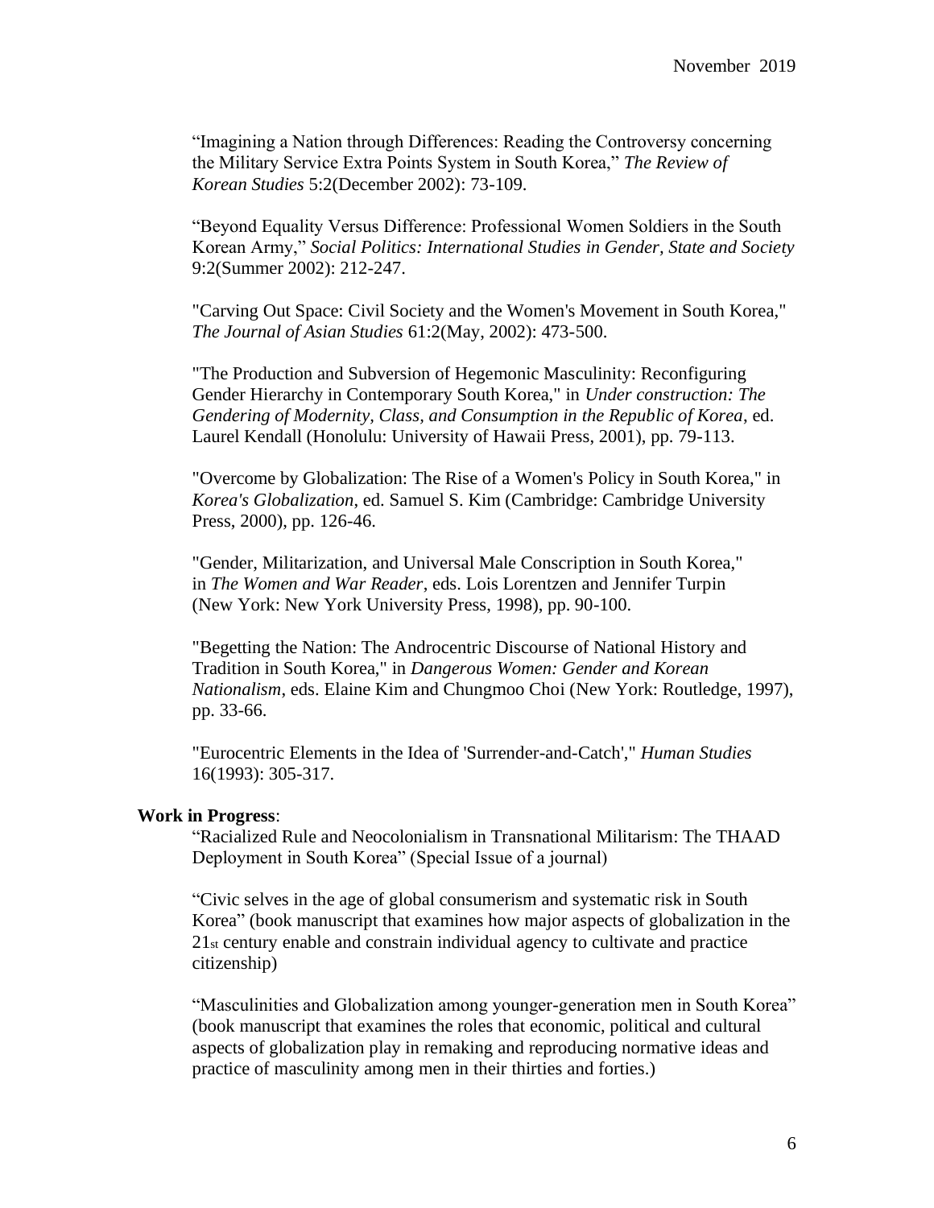"Imagining a Nation through Differences: Reading the Controversy concerning the Military Service Extra Points System in South Korea," *The Review of Korean Studies* 5:2(December 2002): 73-109.

"Beyond Equality Versus Difference: Professional Women Soldiers in the South Korean Army," *Social Politics: International Studies in Gender, State and Society* 9:2(Summer 2002): 212-247.

"Carving Out Space: Civil Society and the Women's Movement in South Korea," *The Journal of Asian Studies* 61:2(May, 2002): 473-500.

"The Production and Subversion of Hegemonic Masculinity: Reconfiguring Gender Hierarchy in Contemporary South Korea," in *Under construction: The Gendering of Modernity, Class, and Consumption in the Republic of Korea*, ed. Laurel Kendall (Honolulu: University of Hawaii Press, 2001), pp. 79-113.

"Overcome by Globalization: The Rise of a Women's Policy in South Korea," in *Korea's Globalization*, ed. Samuel S. Kim (Cambridge: Cambridge University Press, 2000), pp. 126-46.

"Gender, Militarization, and Universal Male Conscription in South Korea," in *The Women and War Reader*, eds. Lois Lorentzen and Jennifer Turpin (New York: New York University Press, 1998), pp. 90-100.

"Begetting the Nation: The Androcentric Discourse of National History and Tradition in South Korea," in *Dangerous Women: Gender and Korean Nationalism*, eds. Elaine Kim and Chungmoo Choi (New York: Routledge, 1997), pp. 33-66.

"Eurocentric Elements in the Idea of 'Surrender-and-Catch'," *Human Studies* 16(1993): 305-317.

**Work in Progress**:

"Racialized Rule and Neocolonialism in Transnational Militarism: The THAAD Deployment in South Korea" (Special Issue of a journal)

"Civic selves in the age of global consumerism and systematic risk in South Korea" (book manuscript that examines how major aspects of globalization in the 21st century enable and constrain individual agency to cultivate and practice citizenship)

"Masculinities and Globalization among younger-generation men in South Korea" (book manuscript that examines the roles that economic, political and cultural aspects of globalization play in remaking and reproducing normative ideas and practice of masculinity among men in their thirties and forties.)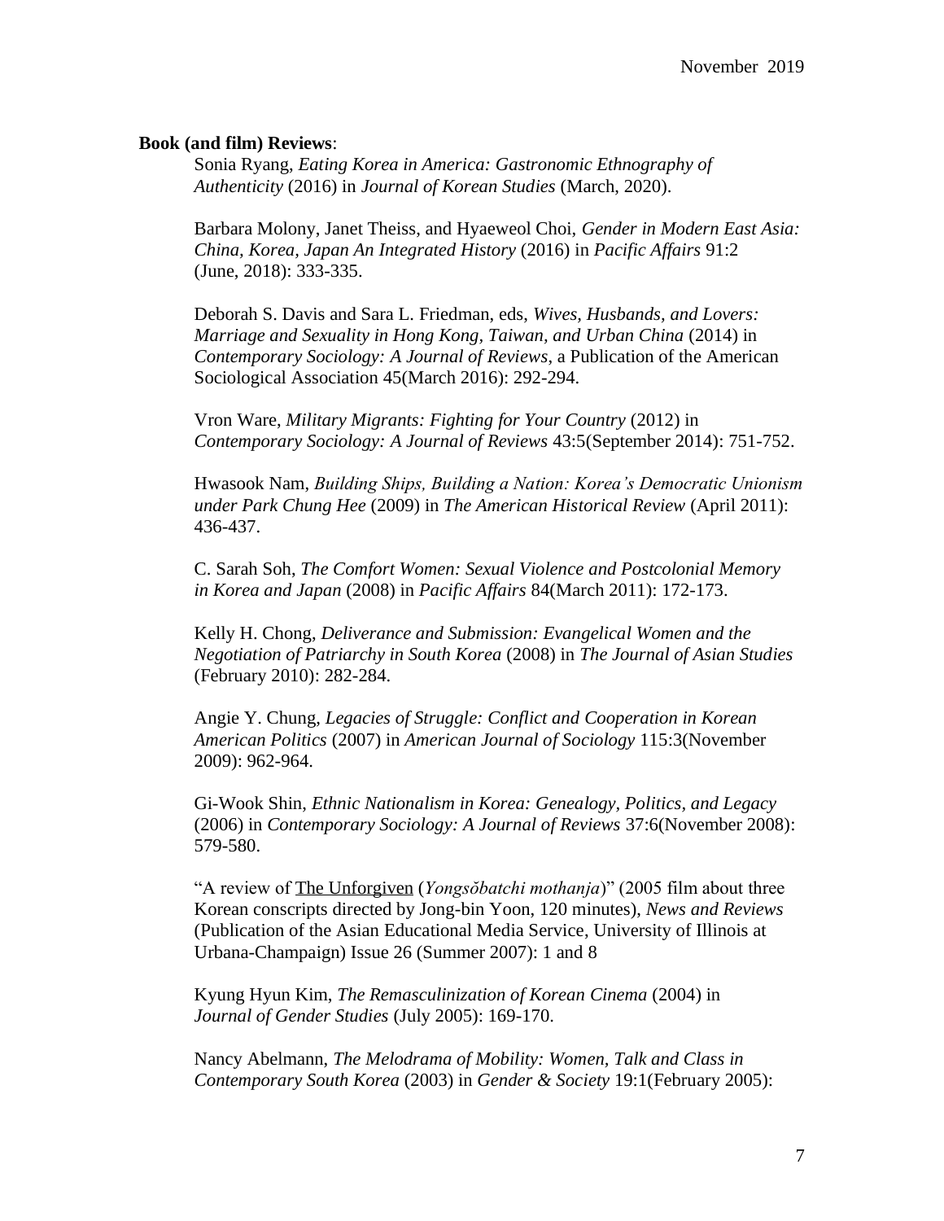**Book (and film) Reviews**:

Sonia Ryang, *Eating Korea in America: Gastronomic Ethnography of Authenticity* (2016) in *Journal of Korean Studies* (March, 2020).

Barbara Molony, Janet Theiss, and Hyaeweol Choi, *Gender in Modern East Asia: China, Korea, Japan An Integrated History* (2016) in *Pacific Affairs* 91:2 (June, 2018): 333-335.

Deborah S. Davis and Sara L. Friedman, eds, *Wives, Husbands, and Lovers: Marriage and Sexuality in Hong Kong, Taiwan, and Urban China* (2014) in *Contemporary Sociology: A Journal of Reviews*, a Publication of the American Sociological Association 45(March 2016): 292-294.

Vron Ware, *Military Migrants: Fighting for Your Country* (2012) in *Contemporary Sociology: A Journal of Reviews* 43:5(September 2014): 751-752.

Hwasook Nam, *Building Ships, Building a Nation: Korea's Democratic Unionism under Park Chung Hee* (2009) in *The American Historical Review* (April 2011): 436-437.

C. Sarah Soh, *The Comfort Women: Sexual Violence and Postcolonial Memory in Korea and Japan* (2008) in *Pacific Affairs* 84(March 2011): 172-173.

Kelly H. Chong, *Deliverance and Submission: Evangelical Women and the Negotiation of Patriarchy in South Korea* (2008) in *The Journal of Asian Studies* (February 2010): 282-284.

Angie Y. Chung, *Legacies of Struggle: Conflict and Cooperation in Korean American Politics* (2007) in *American Journal of Sociology* 115:3(November 2009): 962-964.

Gi-Wook Shin, *Ethnic Nationalism in Korea: Genealogy, Politics, and Legacy* (2006) in *Contemporary Sociology: A Journal of Reviews* 37:6(November 2008): 579-580.

"A review of The Unforgiven (*Yongsŏbatchi mothanja*)" (2005 film about three Korean conscripts directed by Jong-bin Yoon, 120 minutes), *News and Reviews* (Publication of the Asian Educational Media Service, University of Illinois at Urbana-Champaign) Issue 26 (Summer 2007): 1 and 8

Kyung Hyun Kim, *The Remasculinization of Korean Cinema* (2004) in *Journal of Gender Studies* (July 2005): 169-170.

Nancy Abelmann, *The Melodrama of Mobility: Women, Talk and Class in Contemporary South Korea* (2003) in *Gender & Society* 19:1(February 2005):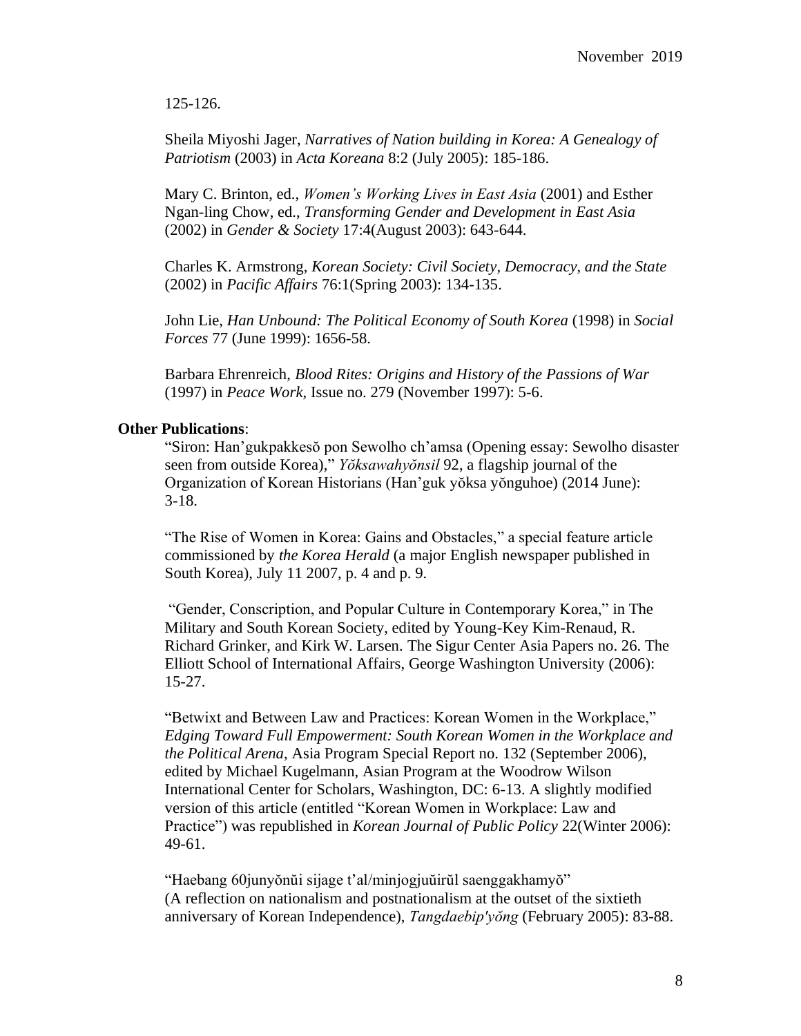125-126.

Sheila Miyoshi Jager, *Narratives of Nation building in Korea: A Genealogy of Patriotism* (2003) in *Acta Koreana* 8:2 (July 2005): 185-186.

Mary C. Brinton, ed., *Women's Working Lives in East Asia* (2001) and Esther Ngan-ling Chow, ed., *Transforming Gender and Development in East Asia* (2002) in *Gender & Society* 17:4(August 2003): 643-644.

Charles K. Armstrong, *Korean Society: Civil Society, Democracy, and the State* (2002) in *Pacific Affairs* 76:1(Spring 2003): 134-135.

John Lie, *Han Unbound: The Political Economy of South Korea* (1998) in *Social Forces* 77 (June 1999): 1656-58.

Barbara Ehrenreich, *Blood Rites: Origins and History of the Passions of War* (1997) in *Peace Work*, Issue no. 279 (November 1997): 5-6.

**Other Publications**:

"Siron: Han'gukpakkesŏ pon Sewolho ch'amsa (Opening essay: Sewolho disaster seen from outside Korea)," *Yŏksawahyŏnsil* 92, a flagship journal of the Organization of Korean Historians (Han'guk yŏksa yŏnguhoe) (2014 June): 3-18.

"The Rise of Women in Korea: Gains and Obstacles," a special feature article commissioned by *the Korea Herald* (a major English newspaper published in South Korea), July 11 2007, p. 4 and p. 9.

"Gender, Conscription, and Popular Culture in Contemporary Korea," in The Military and South Korean Society, edited by Young-Key Kim-Renaud, R. Richard Grinker, and Kirk W. Larsen. The Sigur Center Asia Papers no. 26. The Elliott School of International Affairs, George Washington University (2006): 15-27.

"Betwixt and Between Law and Practices: Korean Women in the Workplace," *Edging Toward Full Empowerment: South Korean Women in the Workplace and the Political Arena*, Asia Program Special Report no. 132 (September 2006), edited by Michael Kugelmann, Asian Program at the Woodrow Wilson International Center for Scholars, Washington, DC: 6-13. A slightly modified version of this article (entitled "Korean Women in Workplace: Law and Practice") was republished in *Korean Journal of Public Policy* 22(Winter 2006): 49-61.

"Haebang 60junyŏnŭi sijage t'al/minjogjuŭirŭl saenggakhamyŏ" (A reflection on nationalism and postnationalism at the outset of the sixtieth anniversary of Korean Independence), *Tangdaebip'yŏng* (February 2005): 83-88.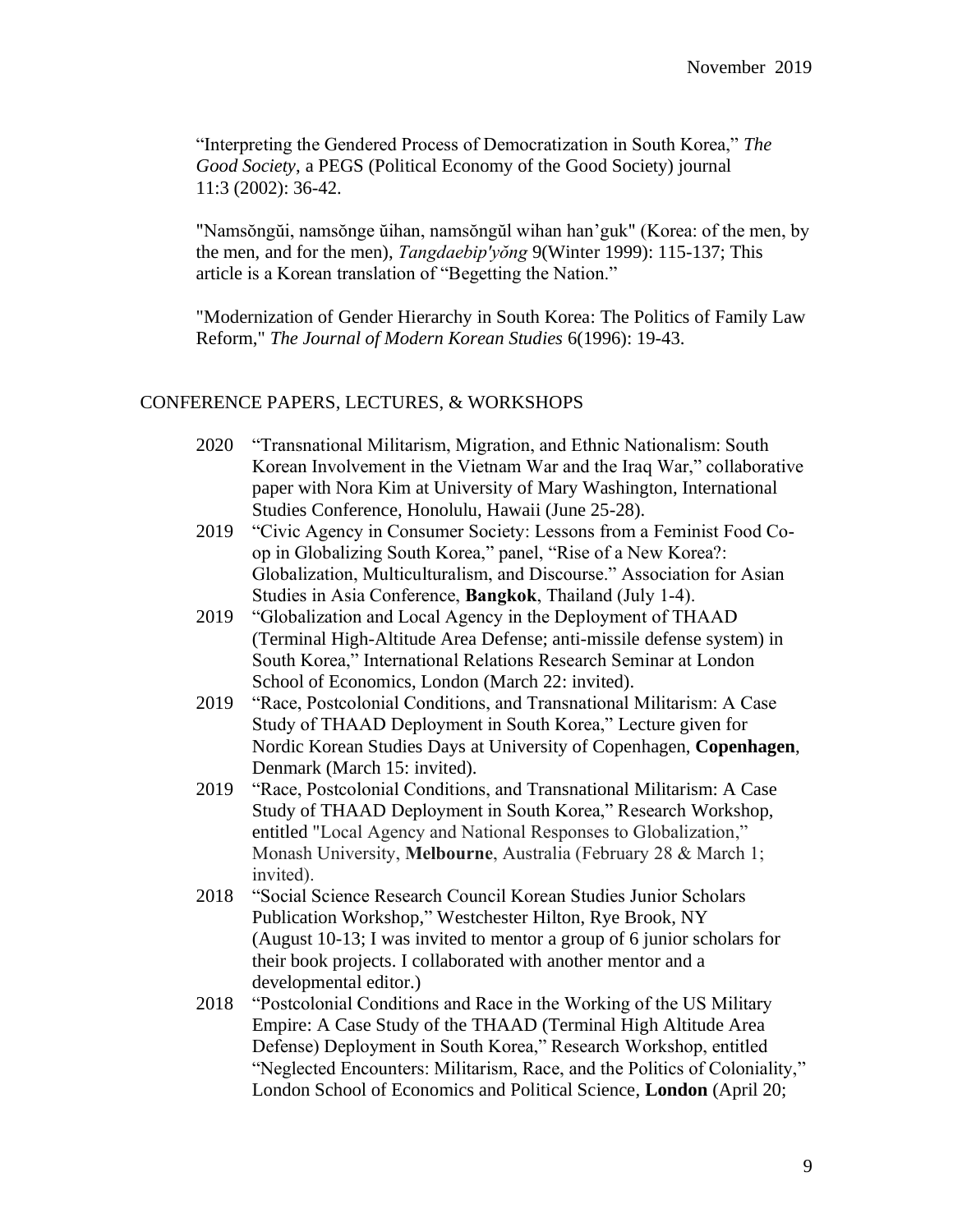"Interpreting the Gendered Process of Democratization in South Korea," *The Good Society*, a PEGS (Political Economy of the Good Society) journal 11:3 (2002): 36-42.

"Namsŏngŭi, namsŏnge ŭihan, namsŏngŭl wihan han'guk" (Korea: of the men, by the men, and for the men), *Tangdaebip'yŏng* 9(Winter 1999): 115-137; This article is a Korean translation of "Begetting the Nation."

"Modernization of Gender Hierarchy in South Korea: The Politics of Family Law Reform," *The Journal of Modern Korean Studies* 6(1996): 19-43.

## CONFERENCE PAPERS, LECTURES, & WORKSHOPS

- 2020 "Transnational Militarism, Migration, and Ethnic Nationalism: South Korean Involvement in the Vietnam War and the Iraq War," collaborative paper with Nora Kim at University of Mary Washington, International Studies Conference, Honolulu, Hawaii (June 25-28).
- 2019 "Civic Agency in Consumer Society: Lessons from a Feminist Food Co-op in Globalizing South Korea," panel, "Rise of a New Korea?: Globalization, Multiculturalism, and Discourse." Association for Asian Studies in Asia Conference, **Bangkok**, Thailand (July 1-4).
- 2019 "Globalization and Local Agency in the Deployment of THAAD (Terminal High-Altitude Area Defense; anti-missile defense system) in South Korea," International Relations Research Seminar at London School of Economics, London (March 22: invited).
- 2019 "Race, Postcolonial Conditions, and Transnational Militarism: A Case Study of THAAD Deployment in South Korea," Lecture given for Nordic Korean Studies Days at University of Copenhagen, **Copenhagen**, Denmark (March 15: invited).
- 2019 "Race, Postcolonial Conditions, and Transnational Militarism: A Case Study of THAAD Deployment in South Korea," Research Workshop, entitled "Local Agency and National Responses to Globalization," Monash University, **Melbourne**, Australia (February 28 & March 1; invited).
- 2018 "Social Science Research Council Korean Studies Junior Scholars Publication Workshop," Westchester Hilton, Rye Brook, NY (August 10-13; I was invited to mentor a group of 6 junior scholars for their book projects. I collaborated with another mentor and a developmental editor.)
- 2018 "Postcolonial Conditions and Race in the Working of the US Military Empire: A Case Study of the THAAD (Terminal High Altitude Area Defense) Deployment in South Korea," Research Workshop, entitled "Neglected Encounters: Militarism, Race, and the Politics of Coloniality," London School of Economics and Political Science, **London** (April 20;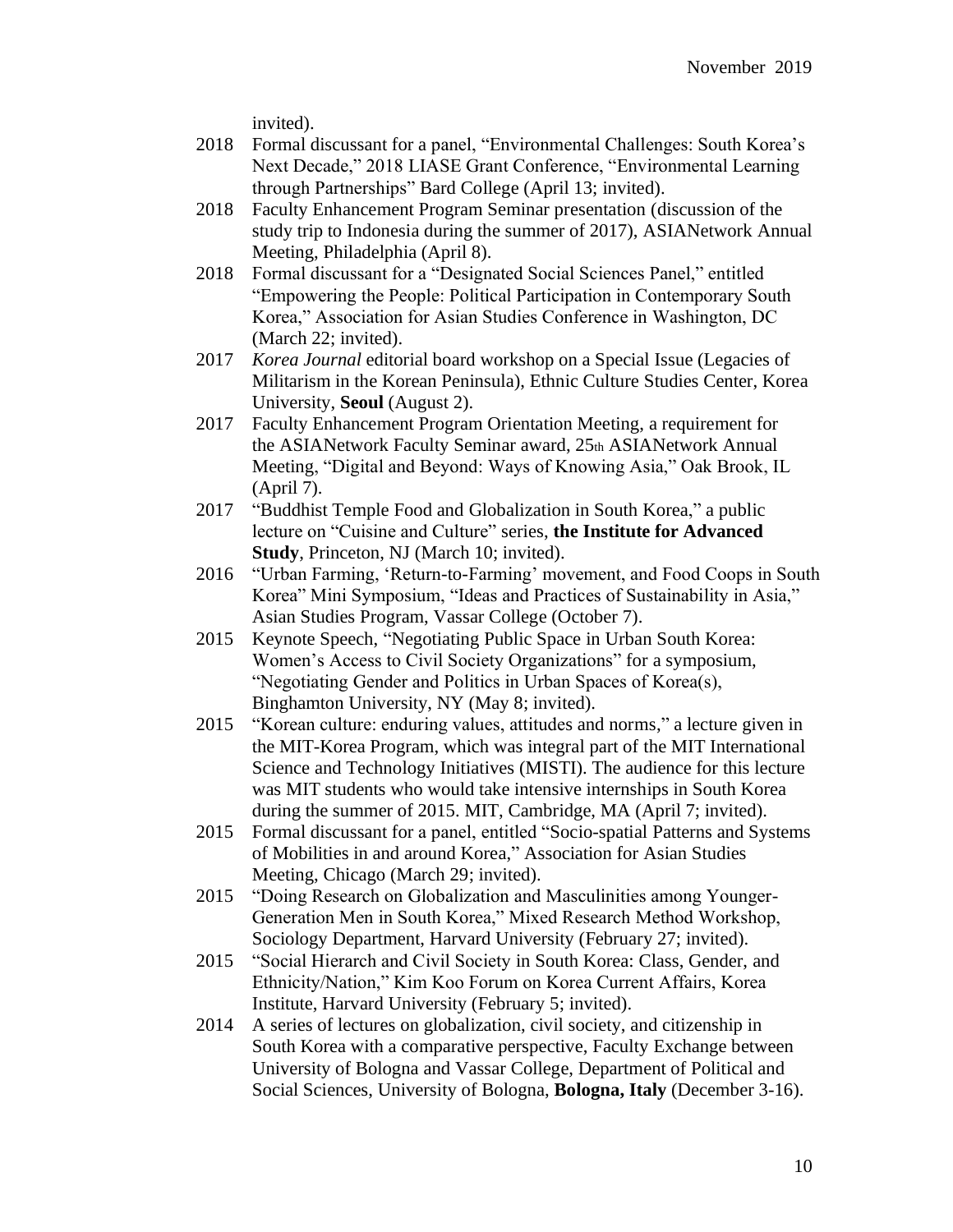invited).

2018 Formal discussant for a panel, "Environmental Challenges: South Korea's Next Decade," 2018 LIASE Grant Conference, "Environmental Learning through Partnerships" Bard College (April 13; invited).

2018 Faculty Enhancement Program Seminar presentation (discussion of the study trip to Indonesia during the summer of 2017), ASIANetwork Annual Meeting, Philadelphia (April 8).

2018 Formal discussant for a "Designated Social Sciences Panel," entitled "Empowering the People: Political Participation in Contemporary South Korea," Association for Asian Studies Conference in Washington, DC (March 22; invited).

2017 *Korea Journal* editorial board workshop on a Special Issue (Legacies of Militarism in the Korean Peninsula), Ethnic Culture Studies Center, Korea University, **Seoul** (August 2).

2017 Faculty Enhancement Program Orientation Meeting, a requirement for the ASIANetwork Faculty Seminar award, 25th ASIANetwork Annual Meeting, "Digital and Beyond: Ways of Knowing Asia," Oak Brook, IL (April 7).

2017 "Buddhist Temple Food and Globalization in South Korea," a public lecture on "Cuisine and Culture" series, **the Institute for Advanced Study**, Princeton, NJ (March 10; invited).

2016 "Urban Farming, 'Return-to-Farming' movement, and Food Coops in South Korea" Mini Symposium, "Ideas and Practices of Sustainability in Asia," Asian Studies Program, Vassar College (October 7).

2015 Keynote Speech, "Negotiating Public Space in Urban South Korea: Women's Access to Civil Society Organizations" for a symposium, "Negotiating Gender and Politics in Urban Spaces of Korea(s), Binghamton University, NY (May 8; invited).

2015 "Korean culture: enduring values, attitudes and norms," a lecture given in the MIT-Korea Program, which was integral part of the MIT International Science and Technology Initiatives (MISTI). The audience for this lecture was MIT students who would take intensive internships in South Korea during the summer of 2015. MIT, Cambridge, MA (April 7; invited).

2015 Formal discussant for a panel, entitled "Socio-spatial Patterns and Systems of Mobilities in and around Korea," Association for Asian Studies Meeting, Chicago (March 29; invited).

2015 "Doing Research on Globalization and Masculinities among Younger-Generation Men in South Korea," Mixed Research Method Workshop, Sociology Department, Harvard University (February 27; invited).

2015 "Social Hierarch and Civil Society in South Korea: Class, Gender, and Ethnicity/Nation," Kim Koo Forum on Korea Current Affairs, Korea Institute, Harvard University (February 5; invited).

2014 A series of lectures on globalization, civil society, and citizenship in South Korea with a comparative perspective, Faculty Exchange between University of Bologna and Vassar College, Department of Political and Social Sciences, University of Bologna, **Bologna, Italy** (December 3-16).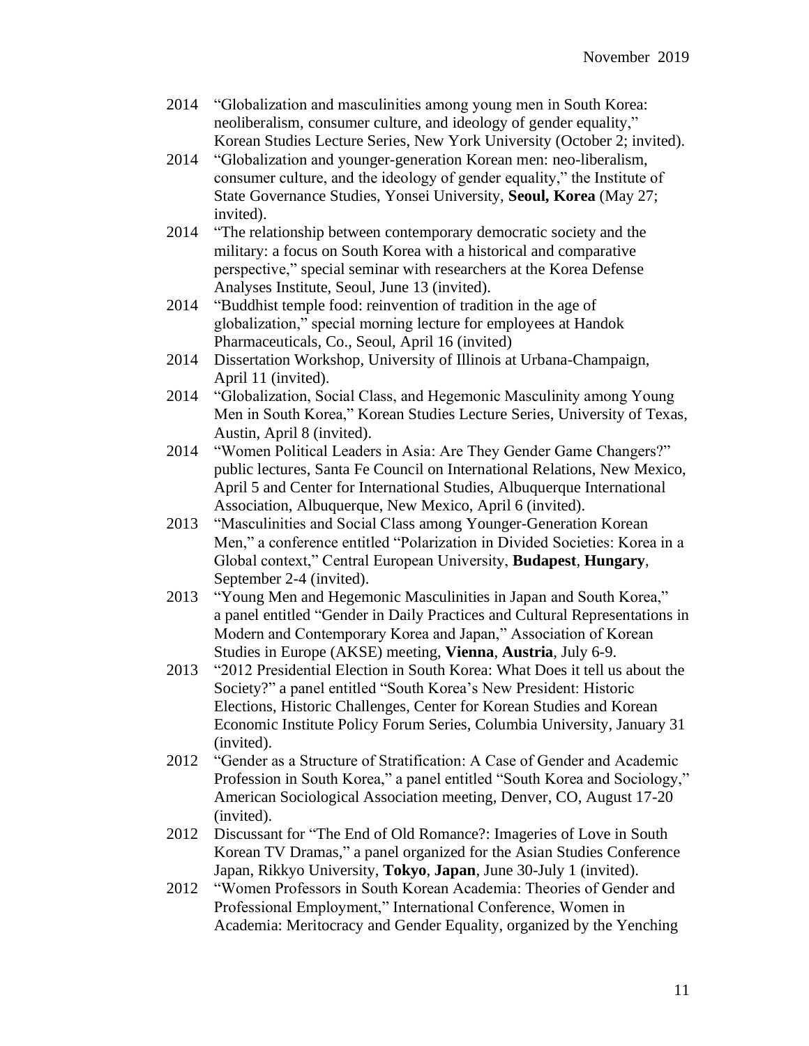2014 "Globalization and masculinities among young men in South Korea: neoliberalism, consumer culture, and ideology of gender equality," Korean Studies Lecture Series, New York University (October 2; invited).

2014 "Globalization and younger-generation Korean men: neo-liberalism, consumer culture, and the ideology of gender equality," the Institute of State Governance Studies, Yonsei University, **Seoul, Korea** (May 27; invited).

2014 "The relationship between contemporary democratic society and the military: a focus on South Korea with a historical and comparative perspective," special seminar with researchers at the Korea Defense Analyses Institute, Seoul, June 13 (invited).

2014 "Buddhist temple food: reinvention of tradition in the age of globalization," special morning lecture for employees at Handok Pharmaceuticals, Co., Seoul, April 16 (invited)

2014 Dissertation Workshop, University of Illinois at Urbana-Champaign, April 11 (invited).

2014 "Globalization, Social Class, and Hegemonic Masculinity among Young Men in South Korea," Korean Studies Lecture Series, University of Texas, Austin, April 8 (invited).

2014 "Women Political Leaders in Asia: Are They Gender Game Changers?" public lectures, Santa Fe Council on International Relations, New Mexico, April 5 and Center for International Studies, Albuquerque International Association, Albuquerque, New Mexico, April 6 (invited).

2013 "Masculinities and Social Class among Younger-Generation Korean Men," a conference entitled "Polarization in Divided Societies: Korea in a Global context," Central European University, **Budapest**, **Hungary**, September 2-4 (invited).

2013 "Young Men and Hegemonic Masculinities in Japan and South Korea," a panel entitled "Gender in Daily Practices and Cultural Representations in Modern and Contemporary Korea and Japan," Association of Korean Studies in Europe (AKSE) meeting, **Vienna**, **Austria**, July 6-9.

2013 "2012 Presidential Election in South Korea: What Does it tell us about the Society?" a panel entitled "South Korea's New President: Historic Elections, Historic Challenges, Center for Korean Studies and Korean Economic Institute Policy Forum Series, Columbia University, January 31 (invited).

2012 "Gender as a Structure of Stratification: A Case of Gender and Academic Profession in South Korea," a panel entitled "South Korea and Sociology," American Sociological Association meeting, Denver, CO, August 17-20 (invited).

2012 Discussant for "The End of Old Romance?: Imageries of Love in South Korean TV Dramas," a panel organized for the Asian Studies Conference Japan, Rikkyo University, **Tokyo**, **Japan**, June 30-July 1 (invited).

2012 "Women Professors in South Korean Academia: Theories of Gender and Professional Employment," International Conference, Women in Academia: Meritocracy and Gender Equality, organized by the Yenching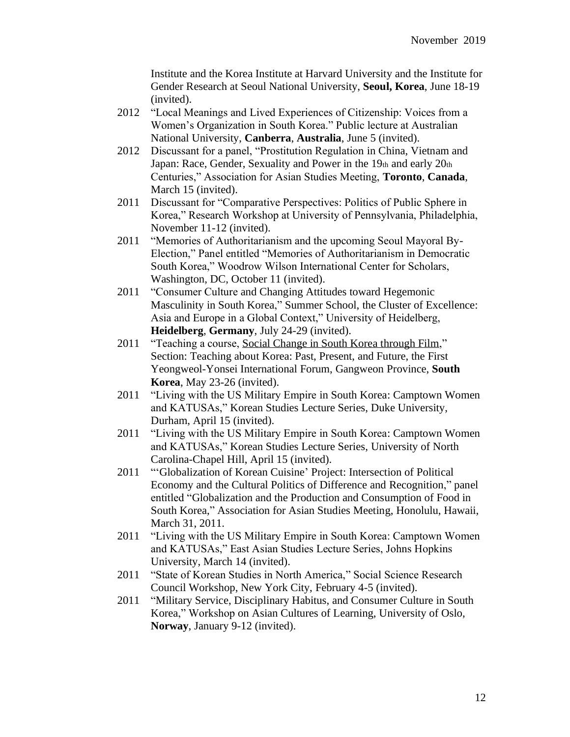Institute and the Korea Institute at Harvard University and the Institute for Gender Research at Seoul National University, **Seoul, Korea**, June 18-19 (invited).

2012 "Local Meanings and Lived Experiences of Citizenship: Voices from a Women's Organization in South Korea." Public lecture at Australian National University, **Canberra**, **Australia**, June 5 (invited).

2012 Discussant for a panel, "Prostitution Regulation in China, Vietnam and Japan: Race, Gender, Sexuality and Power in the 19th and early 20th Centuries," Association for Asian Studies Meeting, **Toronto**, **Canada**, March 15 (invited).

2011 Discussant for "Comparative Perspectives: Politics of Public Sphere in Korea," Research Workshop at University of Pennsylvania, Philadelphia, November 11-12 (invited).

2011 "Memories of Authoritarianism and the upcoming Seoul Mayoral By-Election," Panel entitled "Memories of Authoritarianism in Democratic South Korea," Woodrow Wilson International Center for Scholars, Washington, DC, October 11 (invited).

2011 "Consumer Culture and Changing Attitudes toward Hegemonic Masculinity in South Korea," Summer School, the Cluster of Excellence: Asia and Europe in a Global Context," University of Heidelberg, **Heidelberg**, **Germany**, July 24-29 (invited).

2011 "Teaching a course, <u>Social Change in South Korea through Film</u>," Section: Teaching about Korea: Past, Present, and Future, the First Yeongweol-Yonsei International Forum, Gangweon Province, **South Korea**, May 23-26 (invited).

2011 "Living with the US Military Empire in South Korea: Camptown Women and KATUSAs," Korean Studies Lecture Series, Duke University, Durham, April 15 (invited).

2011 "Living with the US Military Empire in South Korea: Camptown Women and KATUSAs," Korean Studies Lecture Series, University of North Carolina-Chapel Hill, April 15 (invited).

2011 "'Globalization of Korean Cuisine' Project: Intersection of Political Economy and the Cultural Politics of Difference and Recognition," panel entitled "Globalization and the Production and Consumption of Food in South Korea," Association for Asian Studies Meeting, Honolulu, Hawaii, March 31, 2011.

2011 "Living with the US Military Empire in South Korea: Camptown Women and KATUSAs," East Asian Studies Lecture Series, Johns Hopkins University, March 14 (invited).

2011 "State of Korean Studies in North America," Social Science Research Council Workshop, New York City, February 4-5 (invited).

2011 "Military Service, Disciplinary Habitus, and Consumer Culture in South Korea," Workshop on Asian Cultures of Learning, University of Oslo, **Norway**, January 9-12 (invited).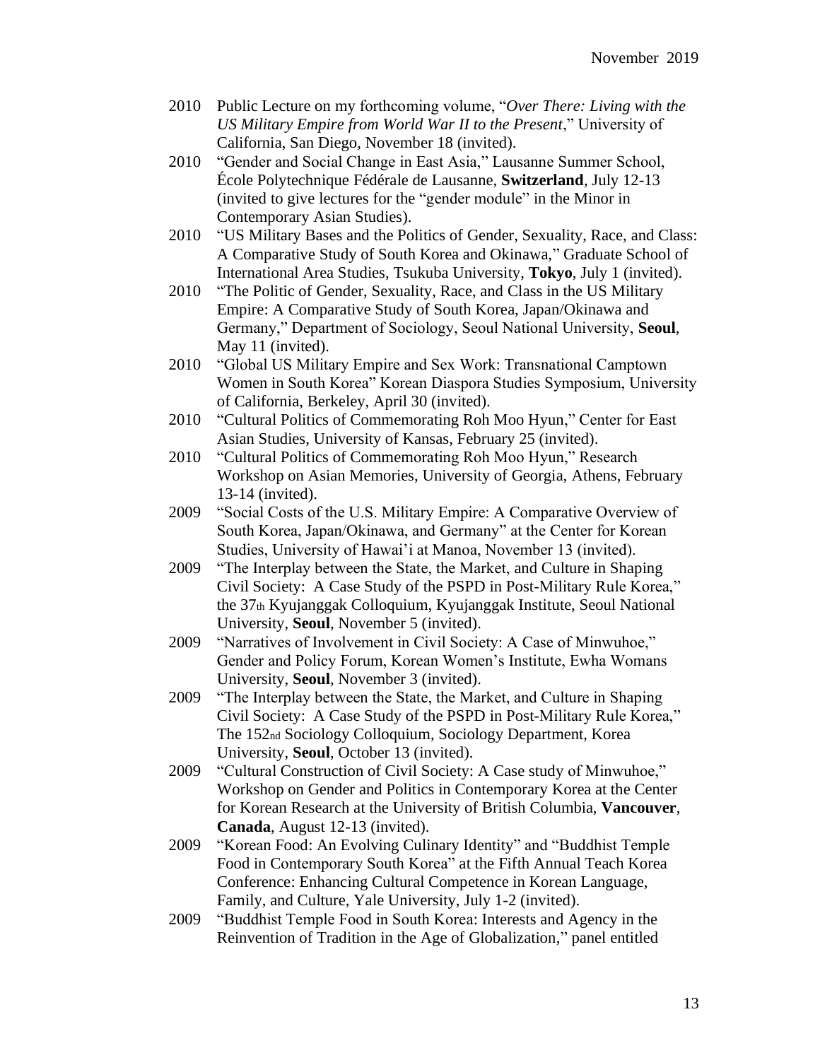2010 Public Lecture on my forthcoming volume, "*Over There: Living with the US Military Empire from World War II to the Present*," University of California, San Diego, November 18 (invited).

2010 "Gender and Social Change in East Asia," Lausanne Summer School, École Polytechnique Fédérale de Lausanne, **Switzerland**, July 12-13 (invited to give lectures for the "gender module" in the Minor in Contemporary Asian Studies).

2010 "US Military Bases and the Politics of Gender, Sexuality, Race, and Class: A Comparative Study of South Korea and Okinawa," Graduate School of International Area Studies, Tsukuba University, **Tokyo**, July 1 (invited).

2010 "The Politic of Gender, Sexuality, Race, and Class in the US Military Empire: A Comparative Study of South Korea, Japan/Okinawa and Germany," Department of Sociology, Seoul National University, **Seoul**, May 11 (invited).

2010 "Global US Military Empire and Sex Work: Transnational Camptown Women in South Korea" Korean Diaspora Studies Symposium, University of California, Berkeley, April 30 (invited).

2010 "Cultural Politics of Commemorating Roh Moo Hyun," Center for East Asian Studies, University of Kansas, February 25 (invited).

2010 "Cultural Politics of Commemorating Roh Moo Hyun," Research Workshop on Asian Memories, University of Georgia, Athens, February 13-14 (invited).

2009 "Social Costs of the U.S. Military Empire: A Comparative Overview of South Korea, Japan/Okinawa, and Germany" at the Center for Korean Studies, University of Hawai'i at Manoa, November 13 (invited).

2009 "The Interplay between the State, the Market, and Culture in Shaping Civil Society: A Case Study of the PSPD in Post-Military Rule Korea," the 37th Kyujanggak Colloquium, Kyujanggak Institute, Seoul National University, **Seoul**, November 5 (invited).

2009 "Narratives of Involvement in Civil Society: A Case of Minwuhoe," Gender and Policy Forum, Korean Women's Institute, Ewha Womans University, **Seoul**, November 3 (invited).

2009 "The Interplay between the State, the Market, and Culture in Shaping Civil Society: A Case Study of the PSPD in Post-Military Rule Korea," The 152nd Sociology Colloquium, Sociology Department, Korea University, **Seoul**, October 13 (invited).

2009 "Cultural Construction of Civil Society: A Case study of Minwuhoe," Workshop on Gender and Politics in Contemporary Korea at the Center for Korean Research at the University of British Columbia, **Vancouver**, **Canada**, August 12-13 (invited).

2009 "Korean Food: An Evolving Culinary Identity" and "Buddhist Temple Food in Contemporary South Korea" at the Fifth Annual Teach Korea Conference: Enhancing Cultural Competence in Korean Language, Family, and Culture, Yale University, July 1-2 (invited).

2009 "Buddhist Temple Food in South Korea: Interests and Agency in the Reinvention of Tradition in the Age of Globalization," panel entitled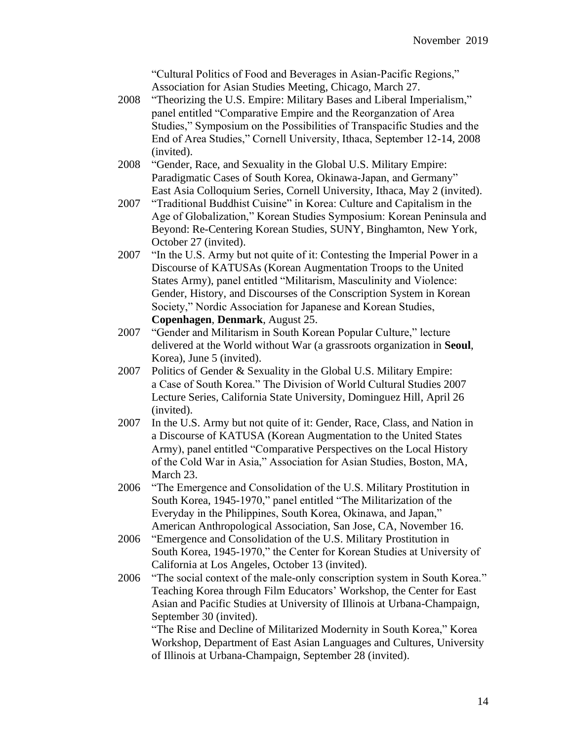"Cultural Politics of Food and Beverages in Asian-Pacific Regions," Association for Asian Studies Meeting, Chicago, March 27.

2008 "Theorizing the U.S. Empire: Military Bases and Liberal Imperialism," panel entitled "Comparative Empire and the Reorganzation of Area Studies," Symposium on the Possibilities of Transpacific Studies and the End of Area Studies," Cornell University, Ithaca, September 12-14, 2008 (invited).

2008 "Gender, Race, and Sexuality in the Global U.S. Military Empire: Paradigmatic Cases of South Korea, Okinawa-Japan, and Germany" East Asia Colloquium Series, Cornell University, Ithaca, May 2 (invited).

2007 "Traditional Buddhist Cuisine" in Korea: Culture and Capitalism in the Age of Globalization," Korean Studies Symposium: Korean Peninsula and Beyond: Re-Centering Korean Studies, SUNY, Binghamton, New York, October 27 (invited).

2007 "In the U.S. Army but not quite of it: Contesting the Imperial Power in a Discourse of KATUSAs (Korean Augmentation Troops to the United States Army), panel entitled "Militarism, Masculinity and Violence: Gender, History, and Discourses of the Conscription System in Korean Society," Nordic Association for Japanese and Korean Studies, **Copenhagen**, **Denmark**, August 25.

2007 "Gender and Militarism in South Korean Popular Culture," lecture delivered at the World without War (a grassroots organization in **Seoul**, Korea), June 5 (invited).

2007 Politics of Gender & Sexuality in the Global U.S. Military Empire: a Case of South Korea." The Division of World Cultural Studies 2007 Lecture Series, California State University, Dominguez Hill, April 26 (invited).

2007 In the U.S. Army but not quite of it: Gender, Race, Class, and Nation in a Discourse of KATUSA (Korean Augmentation to the United States Army), panel entitled "Comparative Perspectives on the Local History of the Cold War in Asia," Association for Asian Studies, Boston, MA, March 23.

2006 "The Emergence and Consolidation of the U.S. Military Prostitution in South Korea, 1945-1970," panel entitled "The Militarization of the Everyday in the Philippines, South Korea, Okinawa, and Japan," American Anthropological Association, San Jose, CA, November 16.

2006 "Emergence and Consolidation of the U.S. Military Prostitution in South Korea, 1945-1970," the Center for Korean Studies at University of California at Los Angeles, October 13 (invited).

2006 "The social context of the male-only conscription system in South Korea." Teaching Korea through Film Educators' Workshop, the Center for East Asian and Pacific Studies at University of Illinois at Urbana-Champaign, September 30 (invited).

"The Rise and Decline of Militarized Modernity in South Korea," Korea Workshop, Department of East Asian Languages and Cultures, University of Illinois at Urbana-Champaign, September 28 (invited).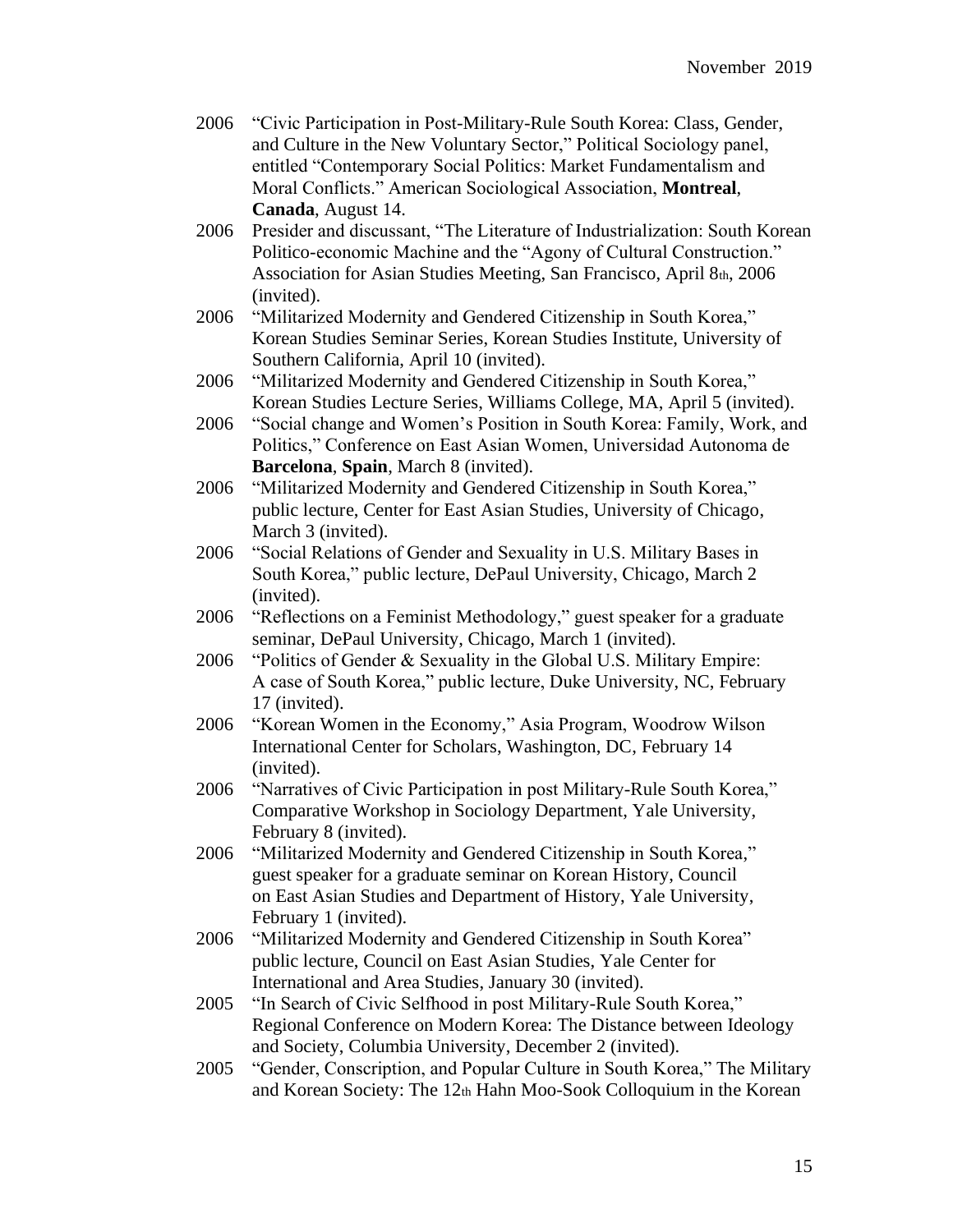2006 "Civic Participation in Post-Military-Rule South Korea: Class, Gender, and Culture in the New Voluntary Sector," Political Sociology panel, entitled "Contemporary Social Politics: Market Fundamentalism and Moral Conflicts." American Sociological Association, **Montreal**, **Canada**, August 14.

2006 Presider and discussant, "The Literature of Industrialization: South Korean Politico-economic Machine and the "Agony of Cultural Construction." Association for Asian Studies Meeting, San Francisco, April 8th, 2006 (invited).

2006 "Militarized Modernity and Gendered Citizenship in South Korea," Korean Studies Seminar Series, Korean Studies Institute, University of Southern California, April 10 (invited).

2006 "Militarized Modernity and Gendered Citizenship in South Korea," Korean Studies Lecture Series, Williams College, MA, April 5 (invited).

2006 "Social change and Women's Position in South Korea: Family, Work, and Politics," Conference on East Asian Women, Universidad Autonoma de **Barcelona**, **Spain**, March 8 (invited).

2006 "Militarized Modernity and Gendered Citizenship in South Korea," public lecture, Center for East Asian Studies, University of Chicago, March 3 (invited).

2006 "Social Relations of Gender and Sexuality in U.S. Military Bases in South Korea," public lecture, DePaul University, Chicago, March 2 (invited).

2006 "Reflections on a Feminist Methodology," guest speaker for a graduate seminar, DePaul University, Chicago, March 1 (invited).

2006 "Politics of Gender & Sexuality in the Global U.S. Military Empire: A case of South Korea," public lecture, Duke University, NC, February 17 (invited).

2006 "Korean Women in the Economy," Asia Program, Woodrow Wilson International Center for Scholars, Washington, DC, February 14 (invited).

2006 "Narratives of Civic Participation in post Military-Rule South Korea," Comparative Workshop in Sociology Department, Yale University, February 8 (invited).

2006 "Militarized Modernity and Gendered Citizenship in South Korea," guest speaker for a graduate seminar on Korean History, Council on East Asian Studies and Department of History, Yale University, February 1 (invited).

2006 "Militarized Modernity and Gendered Citizenship in South Korea" public lecture, Council on East Asian Studies, Yale Center for International and Area Studies, January 30 (invited).

2005 "In Search of Civic Selfhood in post Military-Rule South Korea," Regional Conference on Modern Korea: The Distance between Ideology and Society, Columbia University, December 2 (invited).

2005 "Gender, Conscription, and Popular Culture in South Korea," The Military and Korean Society: The 12th Hahn Moo-Sook Colloquium in the Korean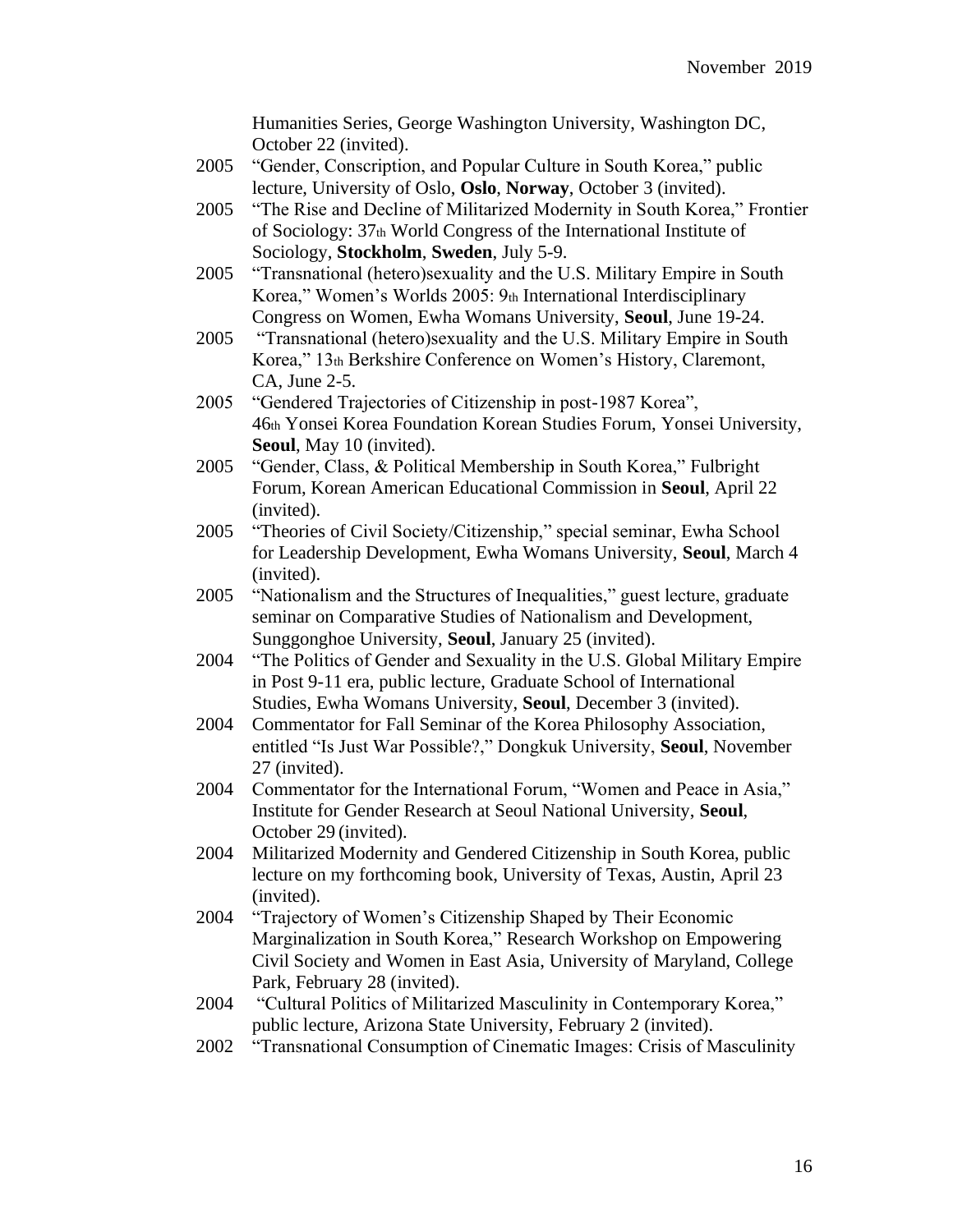Humanities Series, George Washington University, Washington DC, October 22 (invited).

2005 "Gender, Conscription, and Popular Culture in South Korea," public lecture, University of Oslo, **Oslo**, **Norway**, October 3 (invited).

2005 "The Rise and Decline of Militarized Modernity in South Korea," Frontier of Sociology: 37th World Congress of the International Institute of Sociology, **Stockholm**, **Sweden**, July 5-9.

2005 "Transnational (hetero)sexuality and the U.S. Military Empire in South Korea," Women's Worlds 2005: 9th International Interdisciplinary Congress on Women, Ewha Womans University, **Seoul**, June 19-24.

2005 "Transnational (hetero)sexuality and the U.S. Military Empire in South Korea," 13th Berkshire Conference on Women's History, Claremont, CA, June 2-5.

2005 "Gendered Trajectories of Citizenship in post-1987 Korea", 46th Yonsei Korea Foundation Korean Studies Forum, Yonsei University, **Seoul**, May 10 (invited).

2005 "Gender, Class, & Political Membership in South Korea," Fulbright Forum, Korean American Educational Commission in **Seoul**, April 22 (invited).

2005 "Theories of Civil Society/Citizenship," special seminar, Ewha School for Leadership Development, Ewha Womans University, **Seoul**, March 4 (invited).

2005 "Nationalism and the Structures of Inequalities," guest lecture, graduate seminar on Comparative Studies of Nationalism and Development, Sunggonghoe University, **Seoul**, January 25 (invited).

2004 "The Politics of Gender and Sexuality in the U.S. Global Military Empire in Post 9-11 era, public lecture, Graduate School of International Studies, Ewha Womans University, **Seoul**, December 3 (invited).

2004 Commentator for Fall Seminar of the Korea Philosophy Association, entitled "Is Just War Possible?," Dongkuk University, **Seoul**, November 27 (invited).

2004 Commentator for the International Forum, "Women and Peace in Asia," Institute for Gender Research at Seoul National University, **Seoul**, October 29 (invited).

2004 Militarized Modernity and Gendered Citizenship in South Korea, public lecture on my forthcoming book, University of Texas, Austin, April 23 (invited).

2004 "Trajectory of Women's Citizenship Shaped by Their Economic Marginalization in South Korea," Research Workshop on Empowering Civil Society and Women in East Asia, University of Maryland, College Park, February 28 (invited).

2004 "Cultural Politics of Militarized Masculinity in Contemporary Korea," public lecture, Arizona State University, February 2 (invited).

2002 "Transnational Consumption of Cinematic Images: Crisis of Masculinity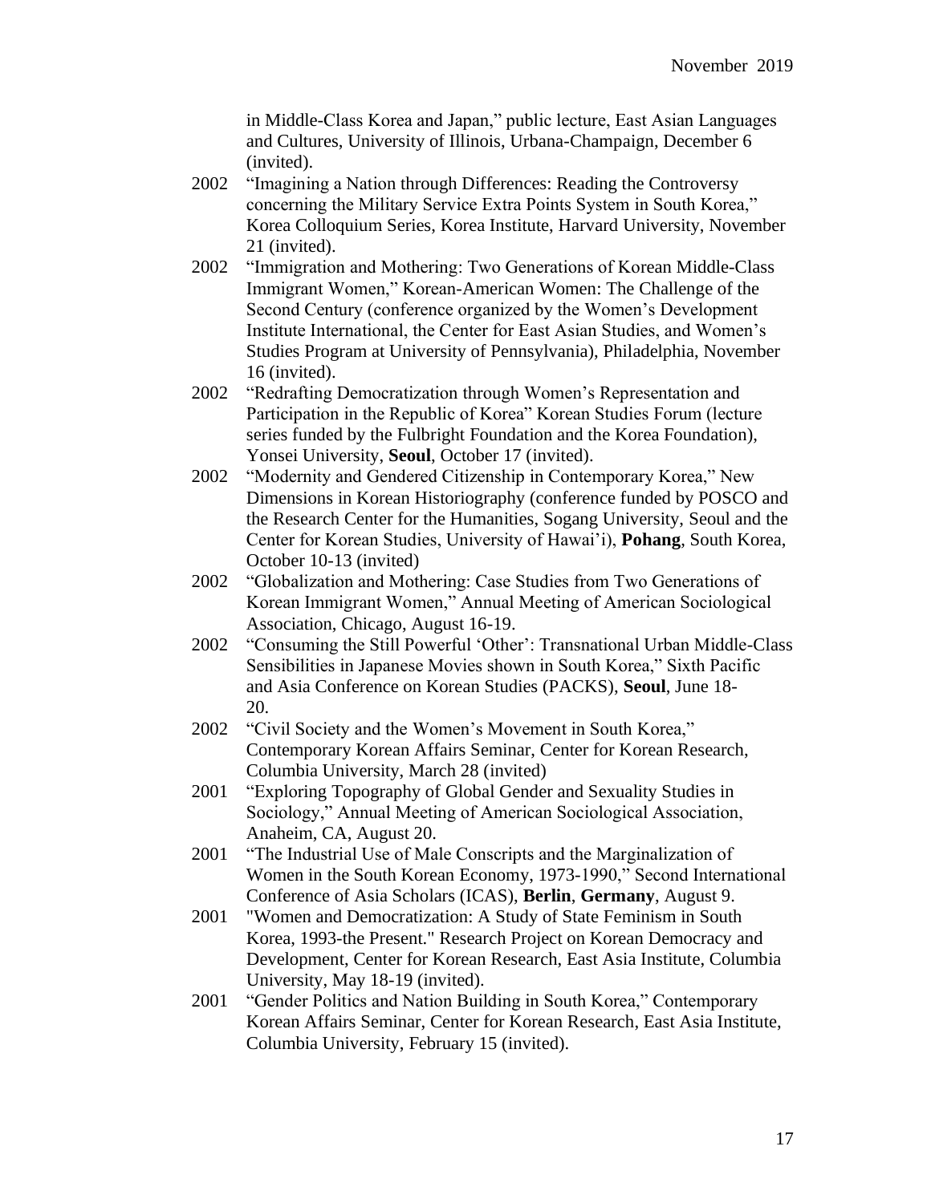in Middle-Class Korea and Japan," public lecture, East Asian Languages and Cultures, University of Illinois, Urbana-Champaign, December 6 (invited).

2002 "Imagining a Nation through Differences: Reading the Controversy concerning the Military Service Extra Points System in South Korea," Korea Colloquium Series, Korea Institute, Harvard University, November 21 (invited).

2002 "Immigration and Mothering: Two Generations of Korean Middle-Class Immigrant Women," Korean-American Women: The Challenge of the Second Century (conference organized by the Women's Development Institute International, the Center for East Asian Studies, and Women's Studies Program at University of Pennsylvania), Philadelphia, November 16 (invited).

2002 "Redrafting Democratization through Women's Representation and Participation in the Republic of Korea" Korean Studies Forum (lecture series funded by the Fulbright Foundation and the Korea Foundation), Yonsei University, **Seoul**, October 17 (invited).

2002 "Modernity and Gendered Citizenship in Contemporary Korea," New Dimensions in Korean Historiography (conference funded by POSCO and the Research Center for the Humanities, Sogang University, Seoul and the Center for Korean Studies, University of Hawai'i), **Pohang**, South Korea, October 10-13 (invited)

2002 "Globalization and Mothering: Case Studies from Two Generations of Korean Immigrant Women," Annual Meeting of American Sociological Association, Chicago, August 16-19.

2002 "Consuming the Still Powerful 'Other': Transnational Urban Middle-Class Sensibilities in Japanese Movies shown in South Korea," Sixth Pacific and Asia Conference on Korean Studies (PACKS), **Seoul**, June 18-20.

2002 "Civil Society and the Women's Movement in South Korea," Contemporary Korean Affairs Seminar, Center for Korean Research, Columbia University, March 28 (invited)

2001 "Exploring Topography of Global Gender and Sexuality Studies in Sociology," Annual Meeting of American Sociological Association, Anaheim, CA, August 20.

2001 "The Industrial Use of Male Conscripts and the Marginalization of Women in the South Korean Economy, 1973-1990," Second International Conference of Asia Scholars (ICAS), **Berlin**, **Germany**, August 9.

2001 "Women and Democratization: A Study of State Feminism in South Korea, 1993-the Present." Research Project on Korean Democracy and Development, Center for Korean Research, East Asia Institute, Columbia University, May 18-19 (invited).

2001 "Gender Politics and Nation Building in South Korea," Contemporary Korean Affairs Seminar, Center for Korean Research, East Asia Institute, Columbia University, February 15 (invited).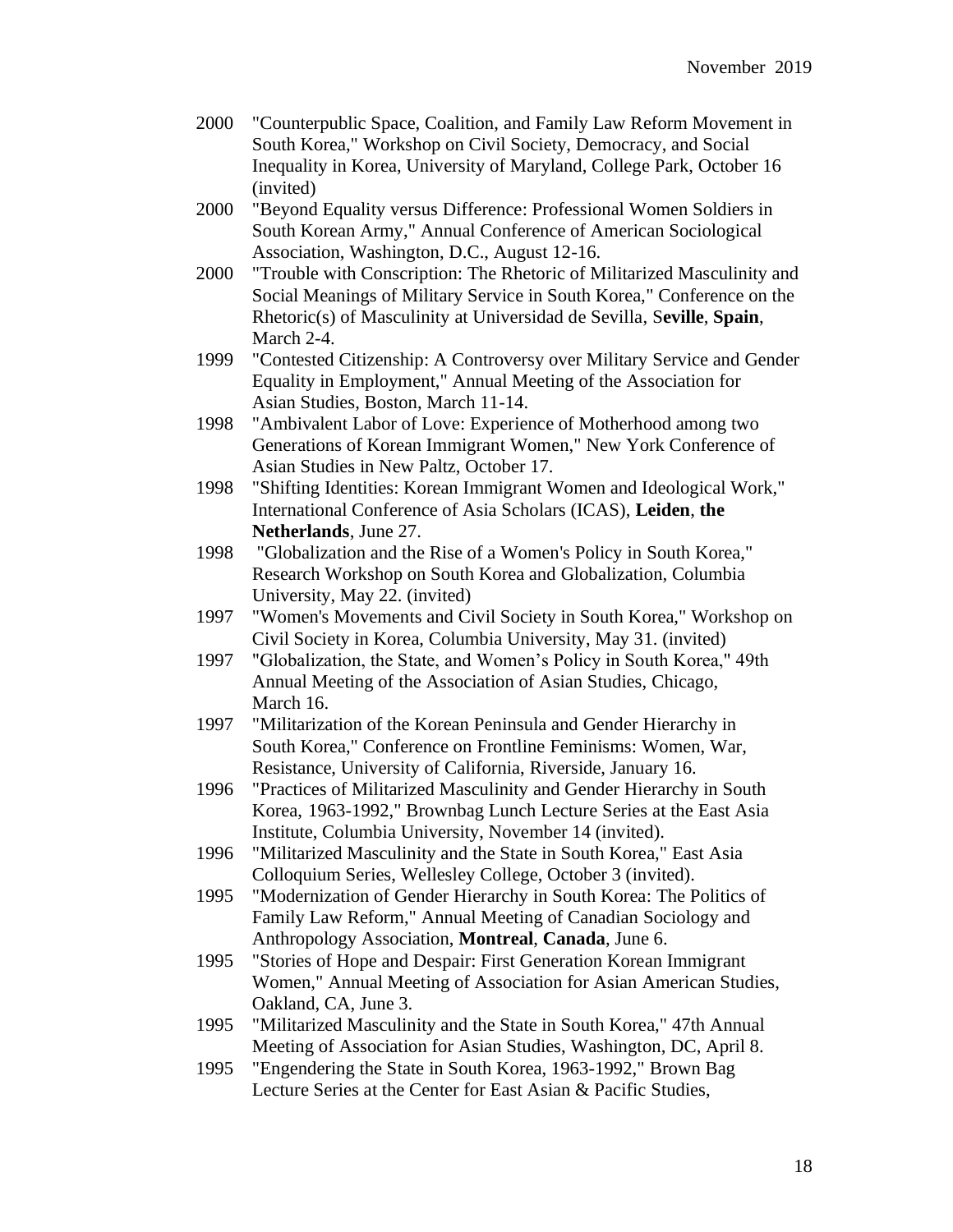2000 "Counterpublic Space, Coalition, and Family Law Reform Movement in South Korea," Workshop on Civil Society, Democracy, and Social Inequality in Korea, University of Maryland, College Park, October 16 (invited)

2000 "Beyond Equality versus Difference: Professional Women Soldiers in South Korean Army," Annual Conference of American Sociological Association, Washington, D.C., August 12-16.

2000 "Trouble with Conscription: The Rhetoric of Militarized Masculinity and Social Meanings of Military Service in South Korea," Conference on the Rhetoric(s) of Masculinity at Universidad de Sevilla, S**eville**, **Spain**, March 2-4.

1999 "Contested Citizenship: A Controversy over Military Service and Gender Equality in Employment," Annual Meeting of the Association for Asian Studies, Boston, March 11-14.

1998 "Ambivalent Labor of Love: Experience of Motherhood among two Generations of Korean Immigrant Women," New York Conference of Asian Studies in New Paltz, October 17.

1998 "Shifting Identities: Korean Immigrant Women and Ideological Work," International Conference of Asia Scholars (ICAS), **Leiden**, **the Netherlands**, June 27.

1998 "Globalization and the Rise of a Women's Policy in South Korea," Research Workshop on South Korea and Globalization, Columbia University, May 22. (invited)

1997 "Women's Movements and Civil Society in South Korea," Workshop on Civil Society in Korea, Columbia University, May 31. (invited)

1997 "Globalization, the State, and Women's Policy in South Korea," 49th Annual Meeting of the Association of Asian Studies, Chicago, March 16.

1997 "Militarization of the Korean Peninsula and Gender Hierarchy in South Korea," Conference on Frontline Feminisms: Women, War, Resistance, University of California, Riverside, January 16.

1996 "Practices of Militarized Masculinity and Gender Hierarchy in South Korea, 1963-1992," Brownbag Lunch Lecture Series at the East Asia Institute, Columbia University, November 14 (invited).

1996 "Militarized Masculinity and the State in South Korea," East Asia Colloquium Series, Wellesley College, October 3 (invited).

1995 "Modernization of Gender Hierarchy in South Korea: The Politics of Family Law Reform," Annual Meeting of Canadian Sociology and Anthropology Association, **Montreal**, **Canada**, June 6.

1995 "Stories of Hope and Despair: First Generation Korean Immigrant Women," Annual Meeting of Association for Asian American Studies, Oakland, CA, June 3.

1995 "Militarized Masculinity and the State in South Korea," 47th Annual Meeting of Association for Asian Studies, Washington, DC, April 8.

1995 "Engendering the State in South Korea, 1963-1992," Brown Bag Lecture Series at the Center for East Asian & Pacific Studies,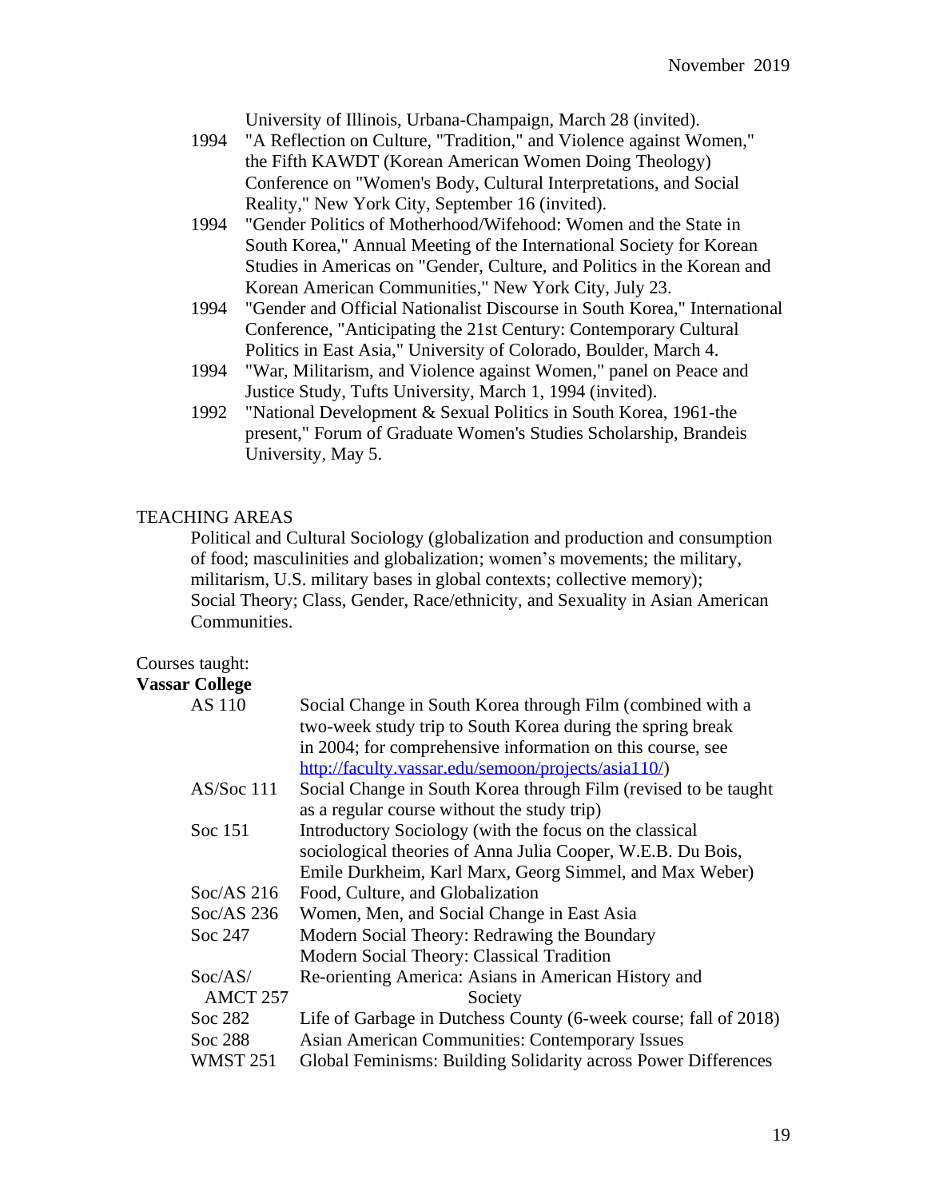University of Illinois, Urbana-Champaign, March 28 (invited).

1994 "A Reflection on Culture, "Tradition," and Violence against Women," the Fifth KAWDT (Korean American Women Doing Theology) Conference on "Women's Body, Cultural Interpretations, and Social Reality," New York City, September 16 (invited).

1994 "Gender Politics of Motherhood/Wifehood: Women and the State in South Korea," Annual Meeting of the International Society for Korean Studies in Americas on "Gender, Culture, and Politics in the Korean and Korean American Communities," New York City, July 23.

1994 "Gender and Official Nationalist Discourse in South Korea," International Conference, "Anticipating the 21st Century: Contemporary Cultural Politics in East Asia," University of Colorado, Boulder, March 4.

1994 "War, Militarism, and Violence against Women," panel on Peace and Justice Study, Tufts University, March 1, 1994 (invited).

1992 "National Development & Sexual Politics in South Korea, 1961-the present," Forum of Graduate Women's Studies Scholarship, Brandeis University, May 5.

TEACHING AREAS

Political and Cultural Sociology (globalization and production and consumption of food; masculinities and globalization; women's movements; the military, militarism, U.S. military bases in global contexts; collective memory); Social Theory; Class, Gender, Race/ethnicity, and Sexuality in Asian American Communities.

Courses taught:

**Vassar College**

| | |
|---|---|
| AS 110 | Social Change in South Korea through Film (combined with a two-week study trip to South Korea during the spring break in 2004; for comprehensive information on this course, see http://faculty.vassar.edu/semoon/projects/asia110/) |
| AS/Soc 111 | Social Change in South Korea through Film (revised to be taught as a regular course without the study trip) |
| Soc 151 | Introductory Sociology (with the focus on the classical sociological theories of Anna Julia Cooper, W.E.B. Du Bois, Emile Durkheim, Karl Marx, Georg Simmel, and Max Weber) |
| Soc/AS 216 | Food, Culture, and Globalization |
| Soc/AS 236 | Women, Men, and Social Change in East Asia |
| Soc 247 | Modern Social Theory: Redrawing the Boundary |
| | Modern Social Theory: Classical Tradition |
| Soc/AS/ AMCT 257 | Re-orienting America: Asians in American History and Society |
| Soc 282 | Life of Garbage in Dutchess County (6-week course; fall of 2018) |
| Soc 288 | Asian American Communities: Contemporary Issues |
| WMST 251 | Global Feminisms: Building Solidarity across Power Differences |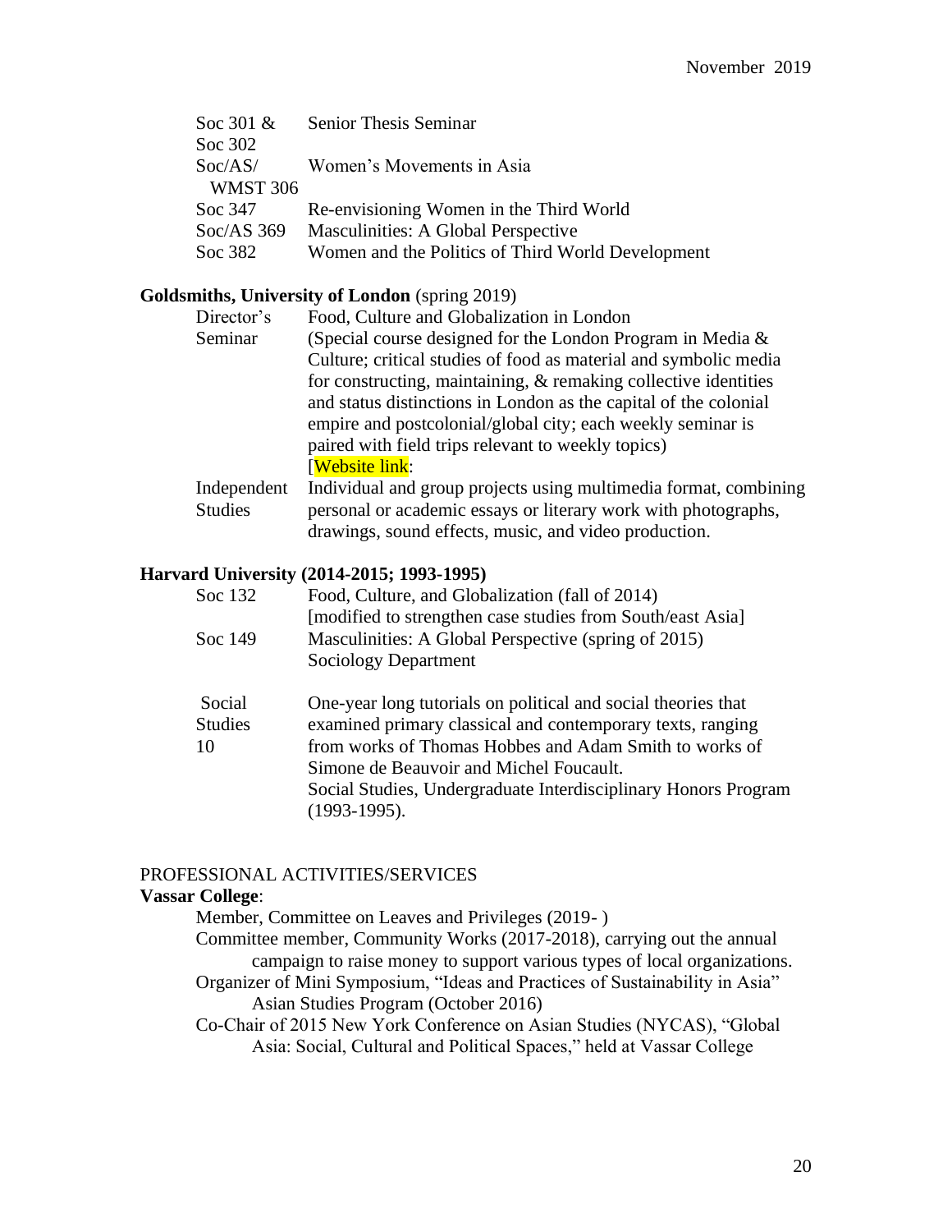| | |
|---|---|
| Soc 301 & Soc 302 | Senior Thesis Seminar |
| Soc/AS/ WMST 306 | Women's Movements in Asia |
| Soc 347 | Re-envisioning Women in the Third World |
| Soc/AS 369 | Masculinities: A Global Perspective |
| Soc 382 | Women and the Politics of Third World Development |

**Goldsmiths, University of London** (spring 2019)

| | |
|---|---|
| Director's Seminar | Food, Culture and Globalization in London (Special course designed for the London Program in Media & Culture; critical studies of food as material and symbolic media for constructing, maintaining, & remaking collective identities and status distinctions in London as the capital of the colonial empire and postcolonial/global city; each weekly seminar is paired with field trips relevant to weekly topics) [Website link: |
| Independent Studies | Individual and group projects using multimedia format, combining personal or academic essays or literary work with photographs, drawings, sound effects, music, and video production. |

**Harvard University (2014-2015; 1993-1995)**

| | |
|---|---|
| Soc 132 | Food, Culture, and Globalization (fall of 2014) [modified to strengthen case studies from South/east Asia] |
| Soc 149 | Masculinities: A Global Perspective (spring of 2015) Sociology Department |
| Social Studies 10 | One-year long tutorials on political and social theories that examined primary classical and contemporary texts, ranging from works of Thomas Hobbes and Adam Smith to works of Simone de Beauvoir and Michel Foucault. Social Studies, Undergraduate Interdisciplinary Honors Program (1993-1995). |

PROFESSIONAL ACTIVITIES/SERVICES

**Vassar College**:

Member, Committee on Leaves and Privileges (2019- )

Committee member, Community Works (2017-2018), carrying out the annual campaign to raise money to support various types of local organizations.

Organizer of Mini Symposium, "Ideas and Practices of Sustainability in Asia" Asian Studies Program (October 2016)

Co-Chair of 2015 New York Conference on Asian Studies (NYCAS), "Global Asia: Social, Cultural and Political Spaces," held at Vassar College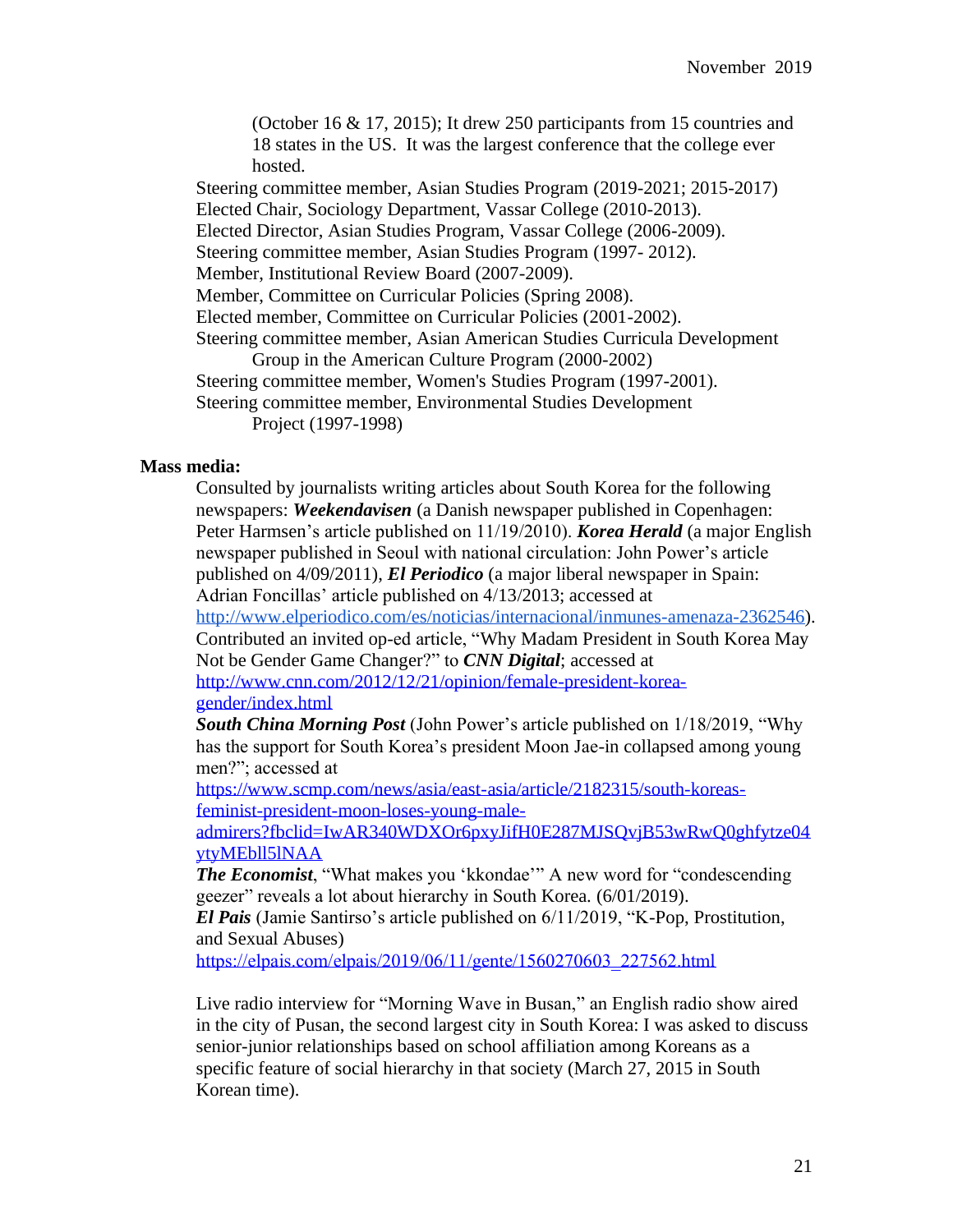(October 16 & 17, 2015); It drew 250 participants from 15 countries and 18 states in the US. It was the largest conference that the college ever hosted.

Steering committee member, Asian Studies Program (2019-2021; 2015-2017)
Elected Chair, Sociology Department, Vassar College (2010-2013).
Elected Director, Asian Studies Program, Vassar College (2006-2009).
Steering committee member, Asian Studies Program (1997- 2012).
Member, Institutional Review Board (2007-2009).
Member, Committee on Curricular Policies (Spring 2008).
Elected member, Committee on Curricular Policies (2001-2002).
Steering committee member, Asian American Studies Curricula Development Group in the American Culture Program (2000-2002)
Steering committee member, Women's Studies Program (1997-2001).
Steering committee member, Environmental Studies Development Project (1997-1998)

**Mass media:**

Consulted by journalists writing articles about South Korea for the following newspapers: ***Weekendavisen*** (a Danish newspaper published in Copenhagen: Peter Harmsen's article published on 11/19/2010). ***Korea Herald*** (a major English newspaper published in Seoul with national circulation: John Power's article published on 4/09/2011), ***El Periodico*** (a major liberal newspaper in Spain: Adrian Foncillas' article published on 4/13/2013; accessed at http://www.elperiodico.com/es/noticias/internacional/inmunes-amenaza-2362546).
Contributed an invited op-ed article, "Why Madam President in South Korea May Not be Gender Game Changer?" to ***CNN Digital***; accessed at http://www.cnn.com/2012/12/21/opinion/female-president-korea-gender/index.html
***South China Morning Post*** (John Power's article published on 1/18/2019, "Why has the support for South Korea's president Moon Jae-in collapsed among young men?"; accessed at https://www.scmp.com/news/asia/east-asia/article/2182315/south-koreas-feminist-president-moon-loses-young-male-admirers?fbclid=IwAR340WDXOr6pxyJifH0E287MJSQvjB53wRwQ0ghfytze04ytyMEbll5lNAA
***The Economist***, "What makes you 'kkondae'" A new word for "condescending geezer" reveals a lot about hierarchy in South Korea. (6/01/2019).
***El Pais*** (Jamie Santirso's article published on 6/11/2019, "K-Pop, Prostitution, and Sexual Abuses) https://elpais.com/elpais/2019/06/11/gente/1560270603_227562.html

Live radio interview for "Morning Wave in Busan," an English radio show aired in the city of Pusan, the second largest city in South Korea: I was asked to discuss senior-junior relationships based on school affiliation among Koreans as a specific feature of social hierarchy in that society (March 27, 2015 in South Korean time).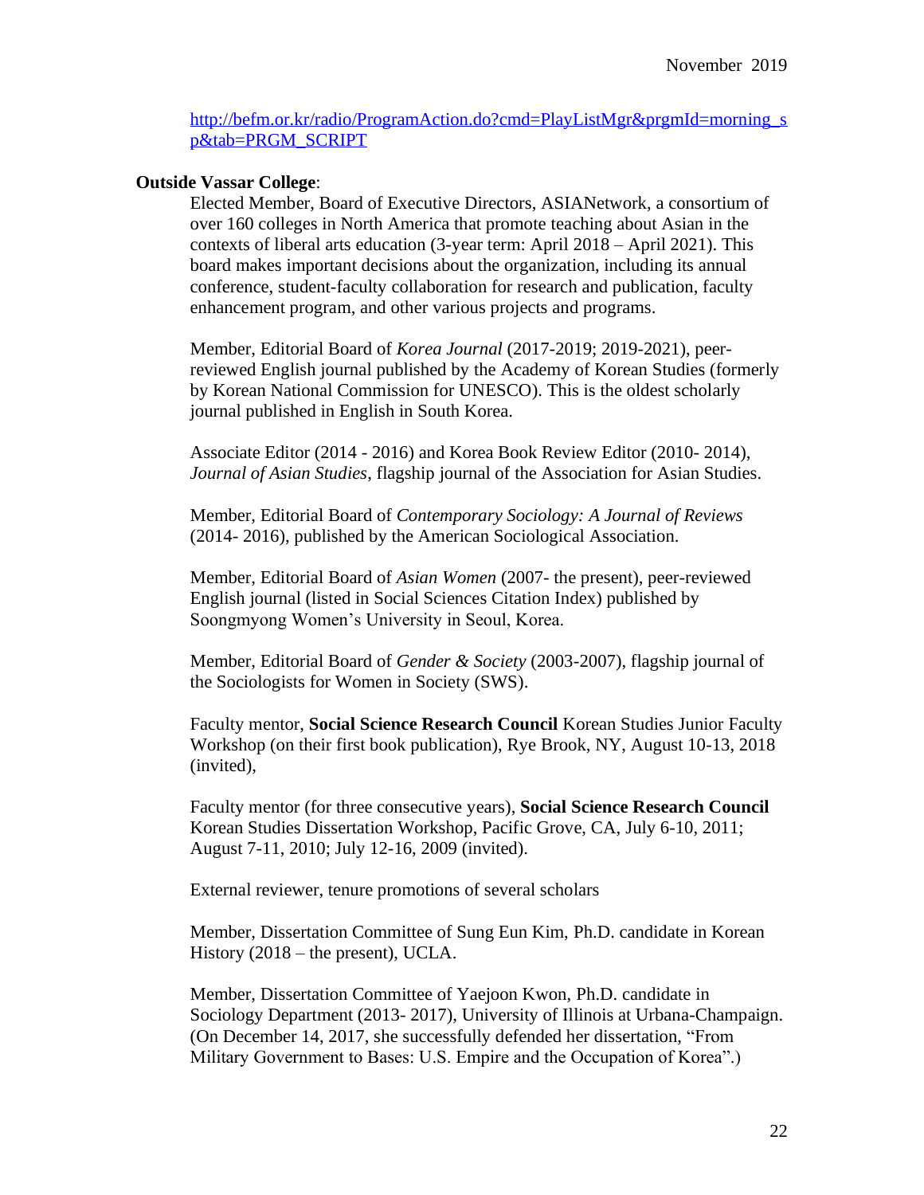http://befm.or.kr/radio/ProgramAction.do?cmd=PlayListMgr&prgmId=morning_sp&tab=PRGM_SCRIPT

**Outside Vassar College**:

Elected Member, Board of Executive Directors, ASIANetwork, a consortium of over 160 colleges in North America that promote teaching about Asian in the contexts of liberal arts education (3-year term: April 2018 – April 2021). This board makes important decisions about the organization, including its annual conference, student-faculty collaboration for research and publication, faculty enhancement program, and other various projects and programs.

Member, Editorial Board of *Korea Journal* (2017-2019; 2019-2021), peer-reviewed English journal published by the Academy of Korean Studies (formerly by Korean National Commission for UNESCO). This is the oldest scholarly journal published in English in South Korea.

Associate Editor (2014 - 2016) and Korea Book Review Editor (2010- 2014), *Journal of Asian Studies*, flagship journal of the Association for Asian Studies.

Member, Editorial Board of *Contemporary Sociology: A Journal of Reviews* (2014- 2016), published by the American Sociological Association.

Member, Editorial Board of *Asian Women* (2007- the present), peer-reviewed English journal (listed in Social Sciences Citation Index) published by Soongmyong Women's University in Seoul, Korea.

Member, Editorial Board of *Gender & Society* (2003-2007), flagship journal of the Sociologists for Women in Society (SWS).

Faculty mentor, **Social Science Research Council** Korean Studies Junior Faculty Workshop (on their first book publication), Rye Brook, NY, August 10-13, 2018 (invited),

Faculty mentor (for three consecutive years), **Social Science Research Council** Korean Studies Dissertation Workshop, Pacific Grove, CA, July 6-10, 2011; August 7-11, 2010; July 12-16, 2009 (invited).

External reviewer, tenure promotions of several scholars

Member, Dissertation Committee of Sung Eun Kim, Ph.D. candidate in Korean History (2018 – the present), UCLA.

Member, Dissertation Committee of Yaejoon Kwon, Ph.D. candidate in Sociology Department (2013- 2017), University of Illinois at Urbana-Champaign. (On December 14, 2017, she successfully defended her dissertation, "From Military Government to Bases: U.S. Empire and the Occupation of Korea".)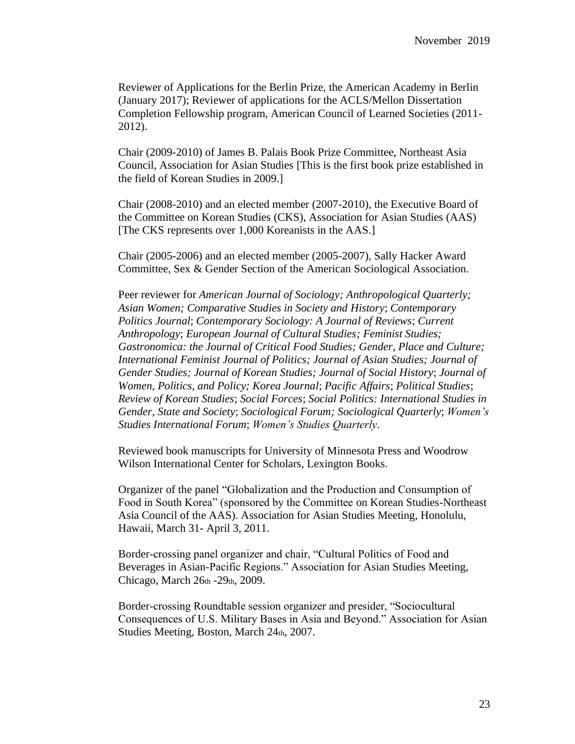Reviewer of Applications for the Berlin Prize, the American Academy in Berlin (January 2017); Reviewer of applications for the ACLS/Mellon Dissertation Completion Fellowship program, American Council of Learned Societies (2011-2012).

Chair (2009-2010) of James B. Palais Book Prize Committee, Northeast Asia Council, Association for Asian Studies [This is the first book prize established in the field of Korean Studies in 2009.]

Chair (2008-2010) and an elected member (2007-2010), the Executive Board of the Committee on Korean Studies (CKS), Association for Asian Studies (AAS) [The CKS represents over 1,000 Koreanists in the AAS.]

Chair (2005-2006) and an elected member (2005-2007), Sally Hacker Award Committee, Sex & Gender Section of the American Sociological Association.

Peer reviewer for *American Journal of Sociology; Anthropological Quarterly; Asian Women; Comparative Studies in Society and History*; *Contemporary Politics Journal*; *Contemporary Sociology: A Journal of Reviews*; *Current Anthropology*; *European Journal of Cultural Studies; Feminist Studies; Gastronomica: the Journal of Critical Food Studies; Gender, Place and Culture; International Feminist Journal of Politics; Journal of Asian Studies; Journal of Gender Studies; Journal of Korean Studies; Journal of Social History*; *Journal of Women, Politics, and Policy; Korea Journal*; *Pacific Affairs*; *Political Studies*; *Review of Korean Studies*; *Social Forces*; *Social Politics: International Studies in Gender, State and Society*; *Sociological Forum; Sociological Quarterly*; *Women's Studies International Forum*; *Women's Studies Quarterly*.

Reviewed book manuscripts for University of Minnesota Press and Woodrow Wilson International Center for Scholars, Lexington Books.

Organizer of the panel "Globalization and the Production and Consumption of Food in South Korea" (sponsored by the Committee on Korean Studies-Northeast Asia Council of the AAS). Association for Asian Studies Meeting, Honolulu, Hawaii, March 31- April 3, 2011.

Border-crossing panel organizer and chair, "Cultural Politics of Food and Beverages in Asian-Pacific Regions." Association for Asian Studies Meeting, Chicago, March 26th -29th, 2009.

Border-crossing Roundtable session organizer and presider, "Sociocultural Consequences of U.S. Military Bases in Asia and Beyond." Association for Asian Studies Meeting, Boston, March 24th, 2007.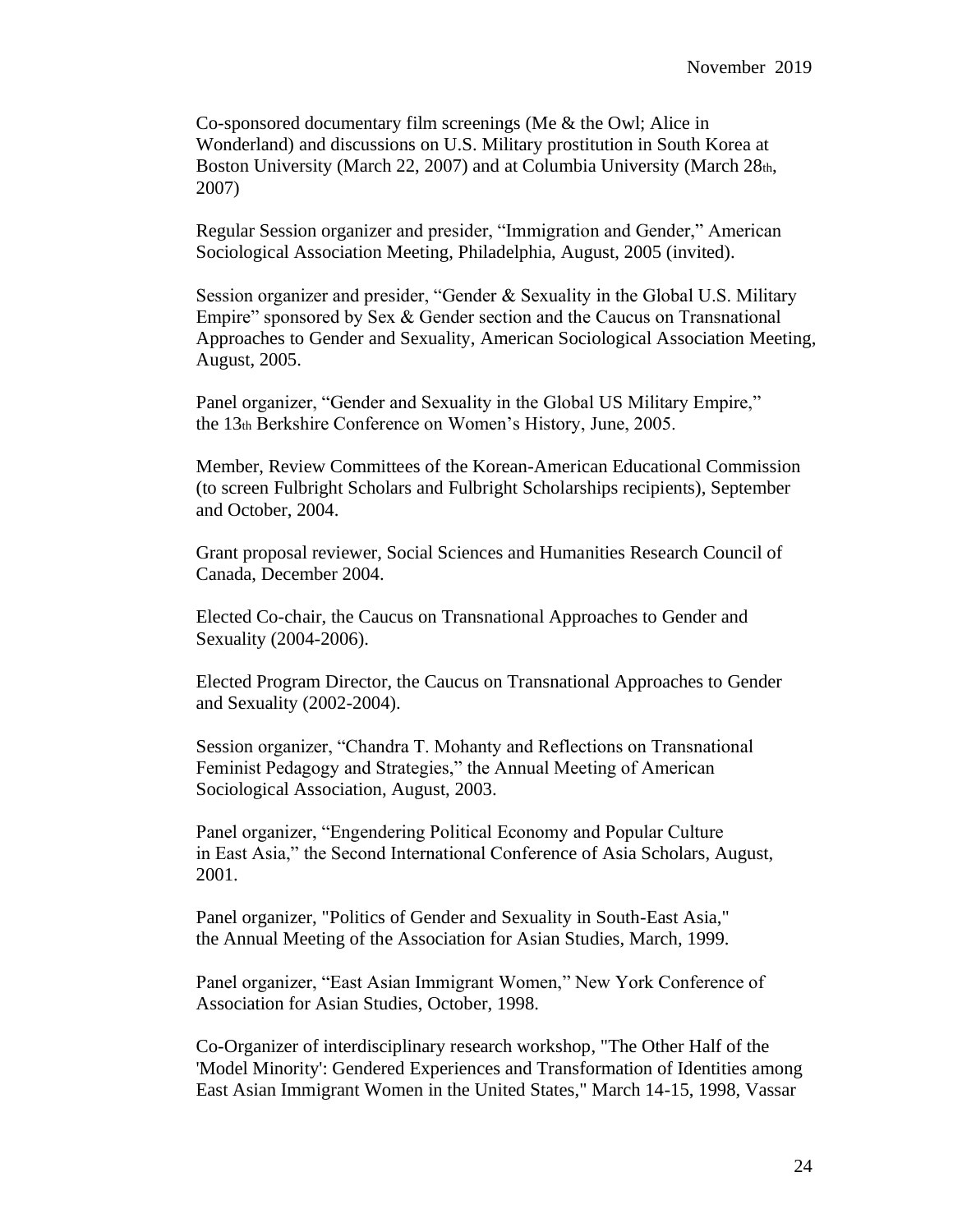Co-sponsored documentary film screenings (Me & the Owl; Alice in Wonderland) and discussions on U.S. Military prostitution in South Korea at Boston University (March 22, 2007) and at Columbia University (March 28th, 2007)

Regular Session organizer and presider, "Immigration and Gender," American Sociological Association Meeting, Philadelphia, August, 2005 (invited).

Session organizer and presider, "Gender & Sexuality in the Global U.S. Military Empire" sponsored by Sex & Gender section and the Caucus on Transnational Approaches to Gender and Sexuality, American Sociological Association Meeting, August, 2005.

Panel organizer, "Gender and Sexuality in the Global US Military Empire," the 13th Berkshire Conference on Women's History, June, 2005.

Member, Review Committees of the Korean-American Educational Commission (to screen Fulbright Scholars and Fulbright Scholarships recipients), September and October, 2004.

Grant proposal reviewer, Social Sciences and Humanities Research Council of Canada, December 2004.

Elected Co-chair, the Caucus on Transnational Approaches to Gender and Sexuality (2004-2006).

Elected Program Director, the Caucus on Transnational Approaches to Gender and Sexuality (2002-2004).

Session organizer, "Chandra T. Mohanty and Reflections on Transnational Feminist Pedagogy and Strategies," the Annual Meeting of American Sociological Association, August, 2003.

Panel organizer, "Engendering Political Economy and Popular Culture in East Asia," the Second International Conference of Asia Scholars, August, 2001.

Panel organizer, "Politics of Gender and Sexuality in South-East Asia," the Annual Meeting of the Association for Asian Studies, March, 1999.

Panel organizer, "East Asian Immigrant Women," New York Conference of Association for Asian Studies, October, 1998.

Co-Organizer of interdisciplinary research workshop, "The Other Half of the 'Model Minority': Gendered Experiences and Transformation of Identities among East Asian Immigrant Women in the United States," March 14-15, 1998, Vassar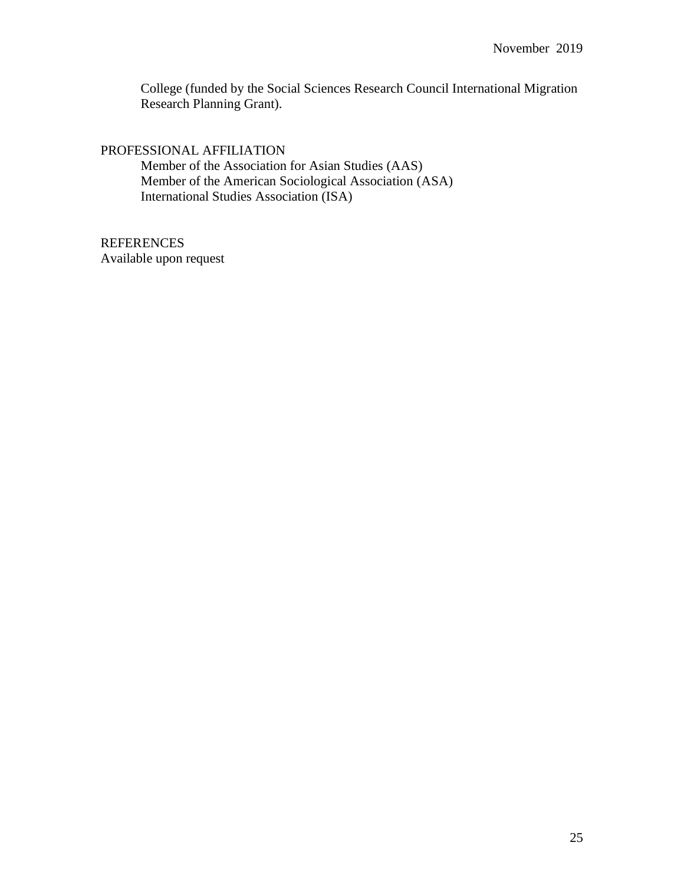College (funded by the Social Sciences Research Council International Migration Research Planning Grant).

PROFESSIONAL AFFILIATION

Member of the Association for Asian Studies (AAS)
Member of the American Sociological Association (ASA)
International Studies Association (ISA)

REFERENCES

Available upon request